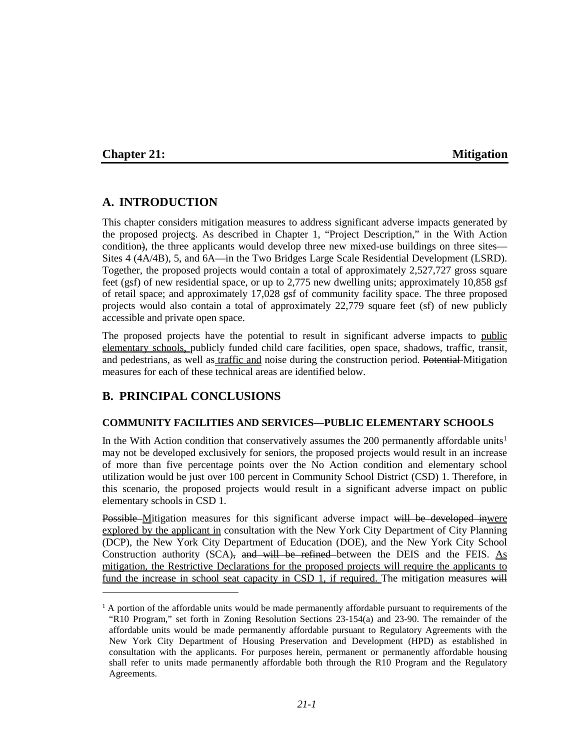## Chapter 21: Mitigation

# A. INTRODUCTION

This chapter considers mitigation measures to address significant adverse impacts generated by the proposed projects. As described in Chapter 1, "Project Description," in the With Action condition~~)~~, the three applicants would develop three new mixed-use buildings on three sites—Sites 4 (4A/4B), 5, and 6A—in the Two Bridges Large Scale Residential Development (LSRD). Together, the proposed projects would contain a total of approximately 2,527,727 gross square feet (gsf) of new residential space, or up to 2,775 new dwelling units; approximately 10,858 gsf of retail space; and approximately 17,028 gsf of community facility space. The three proposed projects would also contain a total of approximately 22,779 square feet (sf) of new publicly accessible and private open space.

The proposed projects have the potential to result in significant adverse impacts to public elementary schools, publicly funded child care facilities, open space, shadows, traffic, transit, and pedestrians, as well as traffic and noise during the construction period. ~~Potential~~ Mitigation measures for each of these technical areas are identified below.

# B. PRINCIPAL CONCLUSIONS

### COMMUNITY FACILITIES AND SERVICES—PUBLIC ELEMENTARY SCHOOLS

In the With Action condition that conservatively assumes the 200 permanently affordable units[1] may not be developed exclusively for seniors, the proposed projects would result in an increase of more than five percentage points over the No Action condition and elementary school utilization would be just over 100 percent in Community School District (CSD) 1. Therefore, in this scenario, the proposed projects would result in a significant adverse impact on public elementary schools in CSD 1.

~~Possible~~ Mitigation measures for this significant adverse impact ~~will be developed in~~were explored by the applicant in consultation with the New York City Department of City Planning (DCP), the New York City Department of Education (DOE), and the New York City School Construction authority (SCA)~~, and will be refined~~ between the DEIS and the FEIS. As mitigation, the Restrictive Declarations for the proposed projects will require the applicants to fund the increase in school seat capacity in CSD 1, if required. The mitigation measures ~~will~~

[1] A portion of the affordable units would be made permanently affordable pursuant to requirements of the "R10 Program," set forth in Zoning Resolution Sections 23-154(a) and 23-90. The remainder of the affordable units would be made permanently affordable pursuant to Regulatory Agreements with the New York City Department of Housing Preservation and Development (HPD) as established in consultation with the applicants. For purposes herein, permanent or permanently affordable housing shall refer to units made permanently affordable both through the R10 Program and the Regulatory Agreements.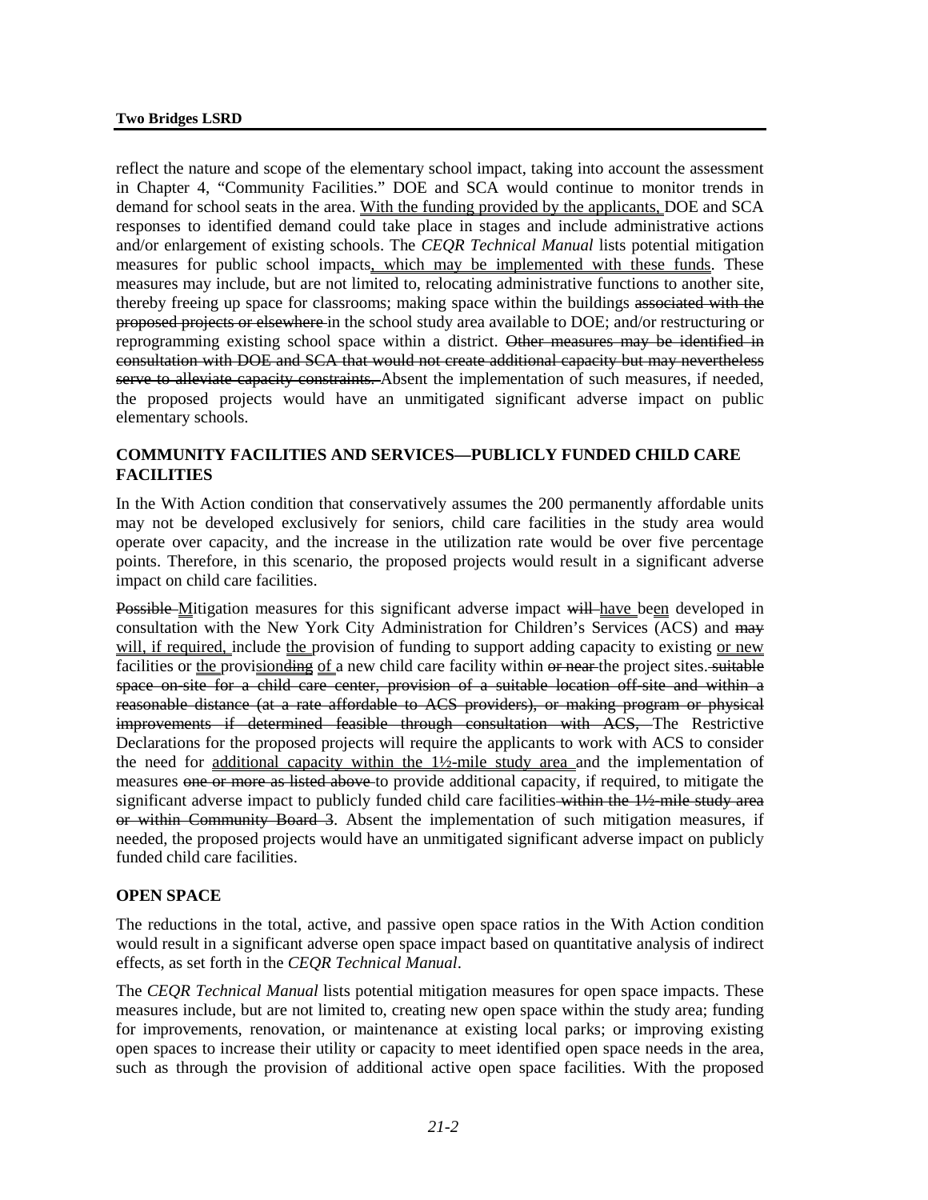reflect the nature and scope of the elementary school impact, taking into account the assessment in Chapter 4, "Community Facilities." DOE and SCA would continue to monitor trends in demand for school seats in the area. <u>With the funding provided by the applicants,</u> DOE and SCA responses to identified demand could take place in stages and include administrative actions and/or enlargement of existing schools. The *CEQR Technical Manual* lists potential mitigation measures for public school impacts<u>, which may be implemented with these funds</u>. These measures may include, but are not limited to, relocating administrative functions to another site, thereby freeing up space for classrooms; making space within the buildings ~~associated with the proposed projects or elsewhere~~ in the school study area available to DOE; and/or restructuring or reprogramming existing school space within a district. ~~Other measures may be identified in consultation with DOE and SCA that would not create additional capacity but may nevertheless serve to alleviate capacity constraints.~~ Absent the implementation of such measures, if needed, the proposed projects would have an unmitigated significant adverse impact on public elementary schools.

### COMMUNITY FACILITIES AND SERVICES—PUBLICLY FUNDED CHILD CARE FACILITIES

In the With Action condition that conservatively assumes the 200 permanently affordable units may not be developed exclusively for seniors, child care facilities in the study area would operate over capacity, and the increase in the utilization rate would be over five percentage points. Therefore, in this scenario, the proposed projects would result in a significant adverse impact on child care facilities.

~~Possible~~ <u>M</u>itigation measures for this significant adverse impact ~~will~~ <u>have</u> be<u>en</u> developed in consultation with the New York City Administration for Children's Services (ACS) and ~~may~~ <u>will, if required,</u> include <u>the</u> provision of funding to support adding capacity to existing <u>or new</u> facilities or <u>the</u> provi<u>sion</u>~~ding~~ <u>of</u> a new child care facility within ~~or near~~ the project sites. ~~suitable space on-site for a child care center, provision of a suitable location off-site and within a reasonable distance (at a rate affordable to ACS providers), or making program or physical improvements if determined feasible through consultation with ACS,~~ The Restrictive Declarations for the proposed projects will require the applicants to work with ACS to consider the need for <u>additional capacity within the 1½-mile study area</u> and the implementation of measures ~~one or more as listed above~~ to provide additional capacity, if required, to mitigate the significant adverse impact to publicly funded child care facilities ~~within the 1½-mile study area or within Community Board 3~~. Absent the implementation of such mitigation measures, if needed, the proposed projects would have an unmitigated significant adverse impact on publicly funded child care facilities.

### OPEN SPACE

The reductions in the total, active, and passive open space ratios in the With Action condition would result in a significant adverse open space impact based on quantitative analysis of indirect effects, as set forth in the *CEQR Technical Manual*.

The *CEQR Technical Manual* lists potential mitigation measures for open space impacts. These measures include, but are not limited to, creating new open space within the study area; funding for improvements, renovation, or maintenance at existing local parks; or improving existing open spaces to increase their utility or capacity to meet identified open space needs in the area, such as through the provision of additional active open space facilities. With the proposed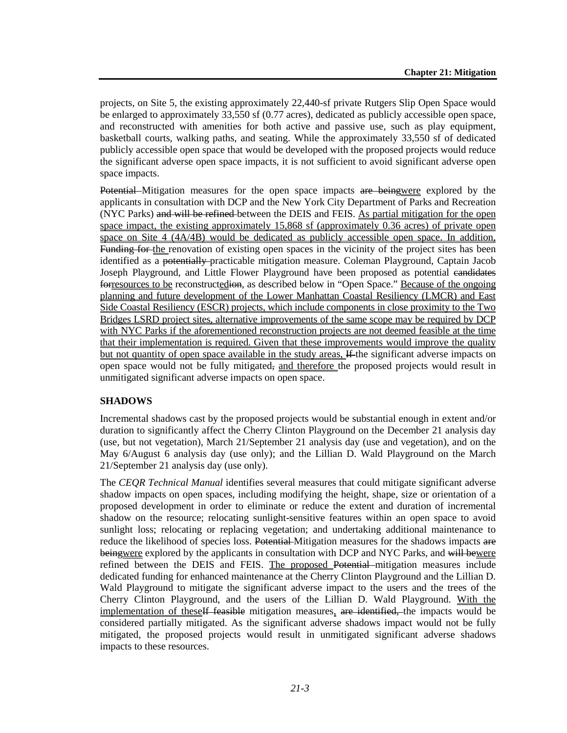projects, on Site 5, the existing approximately 22,440-sf private Rutgers Slip Open Space would be enlarged to approximately 33,550 sf (0.77 acres), dedicated as publicly accessible open space, and reconstructed with amenities for both active and passive use, such as play equipment, basketball courts, walking paths, and seating. While the approximately 33,550 sf of dedicated publicly accessible open space that would be developed with the proposed projects would reduce the significant adverse open space impacts, it is not sufficient to avoid significant adverse open space impacts.

~~Potential~~ Mitigation measures for the open space impacts ~~are being~~were explored by the applicants in consultation with DCP and the New York City Department of Parks and Recreation (NYC Parks) ~~and will be refined~~ between the DEIS and FEIS. As partial mitigation for the open space impact, the existing approximately 15,868 sf (approximately 0.36 acres) of private open space on Site 4 (4A/4B) would be dedicated as publicly accessible open space. In addition, ~~Funding for~~ the renovation of existing open spaces in the vicinity of the project sites has been identified as a ~~potentially~~ practicable mitigation measure. Coleman Playground, Captain Jacob Joseph Playground, and Little Flower Playground have been proposed as potential ~~candidates for~~resources to be reconstruct~~ion~~ed, as described below in "Open Space." Because of the ongoing planning and future development of the Lower Manhattan Coastal Resiliency (LMCR) and East Side Coastal Resiliency (ESCR) projects, which include components in close proximity to the Two Bridges LSRD project sites, alternative improvements of the same scope may be required by DCP with NYC Parks if the aforementioned reconstruction projects are not deemed feasible at the time that their implementation is required. Given that these improvements would improve the quality but not quantity of open space available in the study areas, ~~If~~ the significant adverse impacts on open space would not be fully mitigated~~,~~ and therefore the proposed projects would result in unmitigated significant adverse impacts on open space.

### SHADOWS

Incremental shadows cast by the proposed projects would be substantial enough in extent and/or duration to significantly affect the Cherry Clinton Playground on the December 21 analysis day (use, but not vegetation), March 21/September 21 analysis day (use and vegetation), and on the May 6/August 6 analysis day (use only); and the Lillian D. Wald Playground on the March 21/September 21 analysis day (use only).

The *CEQR Technical Manual* identifies several measures that could mitigate significant adverse shadow impacts on open spaces, including modifying the height, shape, size or orientation of a proposed development in order to eliminate or reduce the extent and duration of incremental shadow on the resource; relocating sunlight-sensitive features within an open space to avoid sunlight loss; relocating or replacing vegetation; and undertaking additional maintenance to reduce the likelihood of species loss. ~~Potential~~ Mitigation measures for the shadows impacts ~~are being~~were explored by the applicants in consultation with DCP and NYC Parks, and ~~will be~~were refined between the DEIS and FEIS. The proposed ~~Potential~~ mitigation measures include dedicated funding for enhanced maintenance at the Cherry Clinton Playground and the Lillian D. Wald Playground to mitigate the significant adverse impact to the users and the trees of the Cherry Clinton Playground, and the users of the Lillian D. Wald Playground. With the implementation of these~~If feasible~~ mitigation measures, ~~are identified,~~ the impacts would be considered partially mitigated. As the significant adverse shadows impact would not be fully mitigated, the proposed projects would result in unmitigated significant adverse shadows impacts to these resources.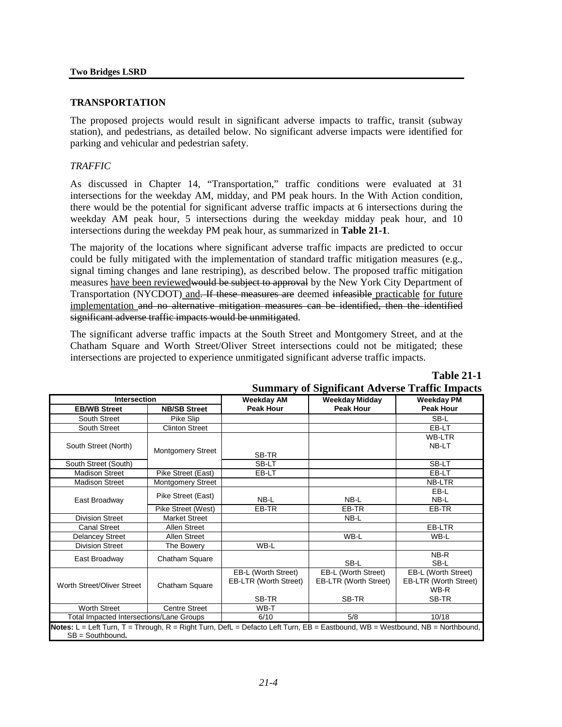## TRANSPORTATION

The proposed projects would result in significant adverse impacts to traffic, transit (subway station), and pedestrians, as detailed below. No significant adverse impacts were identified for parking and vehicular and pedestrian safety.

### *TRAFFIC*

As discussed in Chapter 14, "Transportation," traffic conditions were evaluated at 31 intersections for the weekday AM, midday, and PM peak hours. In the With Action condition, there would be the potential for significant adverse traffic impacts at 6 intersections during the weekday AM peak hour, 5 intersections during the weekday midday peak hour, and 10 intersections during the weekday PM peak hour, as summarized in **Table 21-1**.

The majority of the locations where significant adverse traffic impacts are predicted to occur could be fully mitigated with the implementation of standard traffic mitigation measures (e.g., signal timing changes and lane restriping), as described below. The proposed traffic mitigation measures have been reviewed~~would be subject to approval~~ by the New York City Department of Transportation (NYCDOT) and~~. If these measures are~~ deemed ~~infeasible~~ practicable for future implementation ~~and no alternative mitigation measures can be identified, then the identified significant adverse traffic impacts would be unmitigated~~.

The significant adverse traffic impacts at the South Street and Montgomery Street, and at the Chatham Square and Worth Street/Oliver Street intersections could not be mitigated; these intersections are projected to experience unmitigated significant adverse traffic impacts.

**Table 21-1**
**Summary of Significant Adverse Traffic Impacts**

| Intersection | | Weekday AM | Weekday Midday | Weekday PM |
|---|---|---|---|---|
| **EB/WB Street** | **NB/SB Street** | **Peak Hour** | **Peak Hour** | **Peak Hour** |
| South Street | Pike Slip | | | SB-L |
| South Street | Clinton Street | | | EB-LT |
| South Street (North) | Montgomery Street | SB-TR | | WB-LTR<br>NB-LT |
| South Street (South) | | SB-LT | | SB-LT |
| Madison Street | Pike Street (East) | EB-LT | | EB-LT |
| Madison Street | Montgomery Street | | | NB-LTR |
| East Broadway | Pike Street (East) | NB-L | NB-L | EB-L<br>NB-L |
| | Pike Street (West) | EB-TR | EB-TR | EB-TR |
| Division Street | Market Street | | NB-L | |
| Canal Street | Allen Street | | | EB-LTR |
| Delancey Street | Allen Street | | WB-L | WB-L |
| Division Street | The Bowery | WB-L | | |
| East Broadway | Chatham Square | | SB-L | NB-R<br>SB-L |
| Worth Street/Oliver Street | Chatham Square | EB-L (Worth Street)<br>EB-LTR (Worth Street)<br>SB-TR | EB-L (Worth Street)<br>EB-LTR (Worth Street)<br>SB-TR | EB-L (Worth Street)<br>EB-LTR (Worth Street)<br>WB-R<br>SB-TR |
| Worth Street | Centre Street | WB-T | | |
| Total Impacted Intersections/Lane Groups | | 6/10 | 5/8 | 10/18 |

**Notes:** L = Left Turn, T = Through, R = Right Turn, DefL = Defacto Left Turn, EB = Eastbound, WB = Westbound, NB = Northbound, SB = Southbound**.**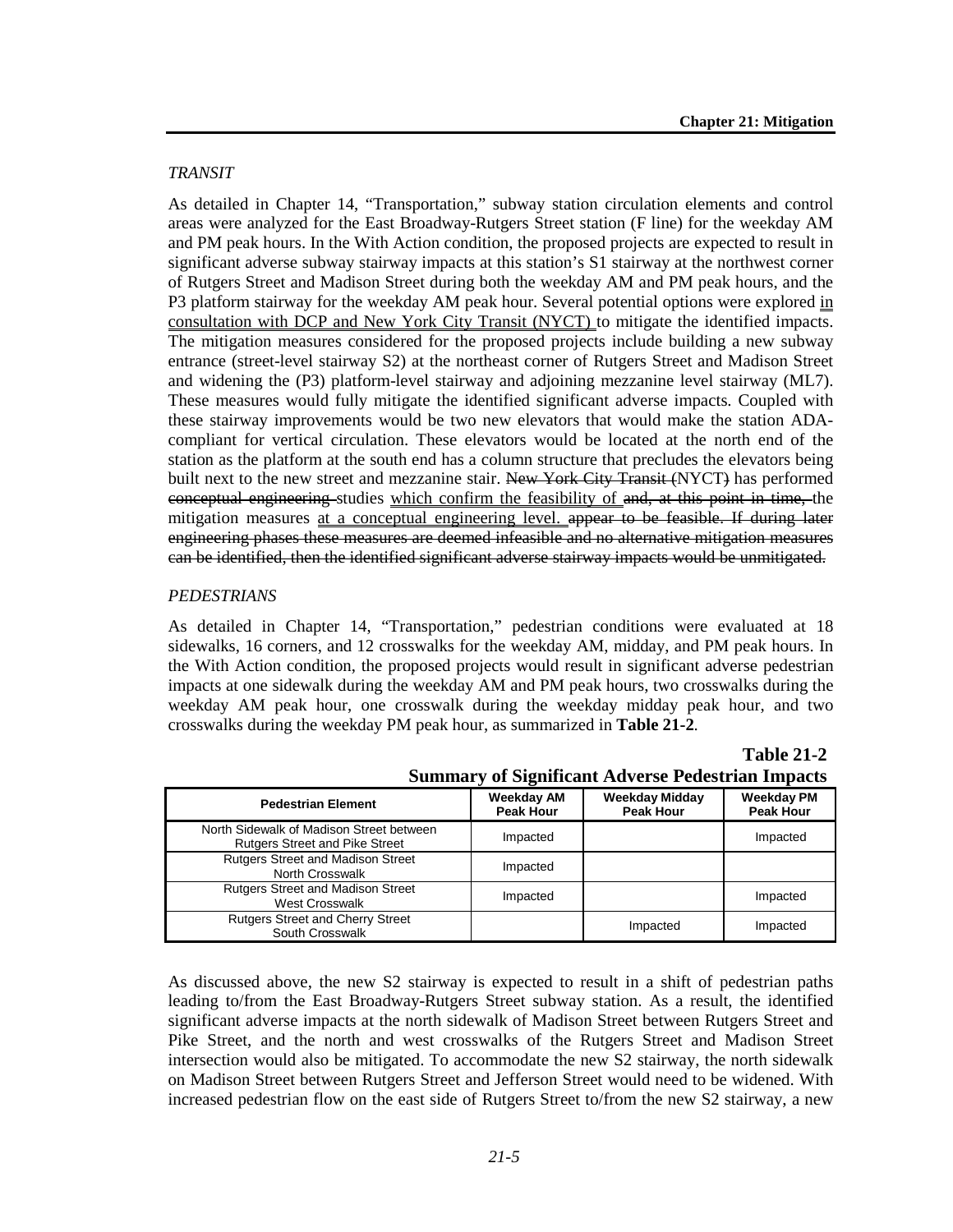*TRANSIT*

As detailed in Chapter 14, "Transportation," subway station circulation elements and control areas were analyzed for the East Broadway-Rutgers Street station (F line) for the weekday AM and PM peak hours. In the With Action condition, the proposed projects are expected to result in significant adverse subway stairway impacts at this station's S1 stairway at the northwest corner of Rutgers Street and Madison Street during both the weekday AM and PM peak hours, and the P3 platform stairway for the weekday AM peak hour. Several potential options were explored in consultation with DCP and New York City Transit (NYCT) to mitigate the identified impacts. The mitigation measures considered for the proposed projects include building a new subway entrance (street-level stairway S2) at the northeast corner of Rutgers Street and Madison Street and widening the (P3) platform-level stairway and adjoining mezzanine level stairway (ML7). These measures would fully mitigate the identified significant adverse impacts. Coupled with these stairway improvements would be two new elevators that would make the station ADA-compliant for vertical circulation. These elevators would be located at the north end of the station as the platform at the south end has a column structure that precludes the elevators being built next to the new street and mezzanine stair. ~~New York City Transit (~~NYCT~~)~~ has performed ~~conceptual engineering~~ studies which confirm the feasibility of ~~and, at this point in time,~~ the mitigation measures at a conceptual engineering level. ~~appear to be feasible. If during later engineering phases these measures are deemed infeasible and no alternative mitigation measures can be identified, then the identified significant adverse stairway impacts would be unmitigated.~~

*PEDESTRIANS*

As detailed in Chapter 14, "Transportation," pedestrian conditions were evaluated at 18 sidewalks, 16 corners, and 12 crosswalks for the weekday AM, midday, and PM peak hours. In the With Action condition, the proposed projects would result in significant adverse pedestrian impacts at one sidewalk during the weekday AM and PM peak hours, two crosswalks during the weekday AM peak hour, one crosswalk during the weekday midday peak hour, and two crosswalks during the weekday PM peak hour, as summarized in **Table 21-2**.

**Table 21-2**
**Summary of Significant Adverse Pedestrian Impacts**

| Pedestrian Element | Weekday AM Peak Hour | Weekday Midday Peak Hour | Weekday PM Peak Hour |
|---|---|---|---|
| North Sidewalk of Madison Street between Rutgers Street and Pike Street | Impacted | | Impacted |
| Rutgers Street and Madison Street North Crosswalk | Impacted | | |
| Rutgers Street and Madison Street West Crosswalk | Impacted | | Impacted |
| Rutgers Street and Cherry Street South Crosswalk | | Impacted | Impacted |

As discussed above, the new S2 stairway is expected to result in a shift of pedestrian paths leading to/from the East Broadway-Rutgers Street subway station. As a result, the identified significant adverse impacts at the north sidewalk of Madison Street between Rutgers Street and Pike Street, and the north and west crosswalks of the Rutgers Street and Madison Street intersection would also be mitigated. To accommodate the new S2 stairway, the north sidewalk on Madison Street between Rutgers Street and Jefferson Street would need to be widened. With increased pedestrian flow on the east side of Rutgers Street to/from the new S2 stairway, a new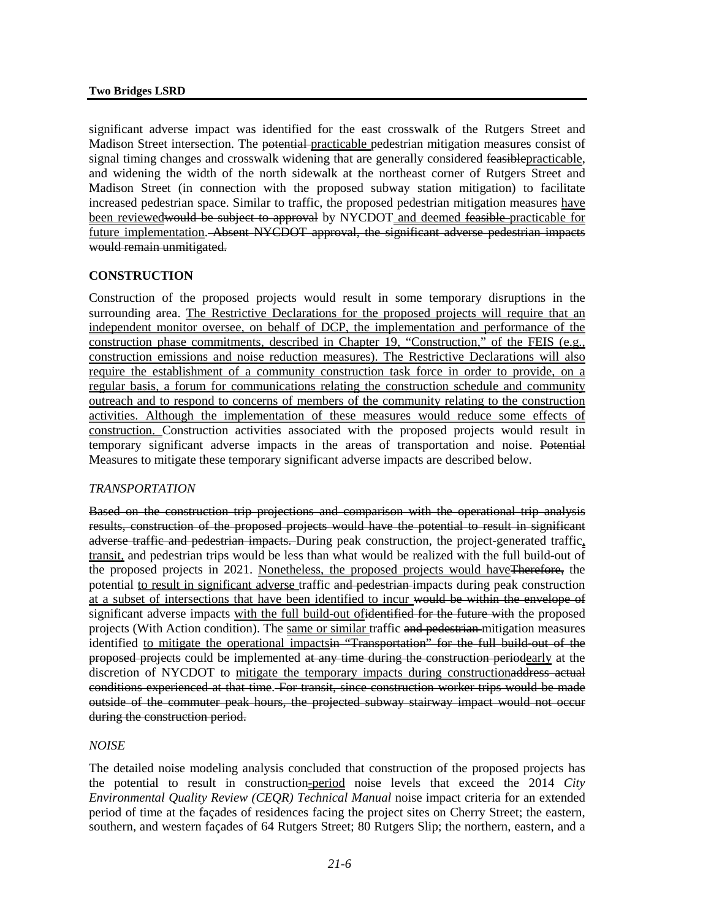significant adverse impact was identified for the east crosswalk of the Rutgers Street and Madison Street intersection. The ~~potential~~ <u>practicable</u> pedestrian mitigation measures consist of signal timing changes and crosswalk widening that are generally considered ~~feasible~~<u>practicable</u>, and widening the width of the north sidewalk at the northeast corner of Rutgers Street and Madison Street (in connection with the proposed subway station mitigation) to facilitate increased pedestrian space. Similar to traffic, the proposed pedestrian mitigation measures <u>have been reviewed</u>~~would be subject to approval~~ by NYCDOT <u>and deemed</u> ~~feasible~~ <u>practicable for future implementation</u>. ~~Absent NYCDOT approval, the significant adverse pedestrian impacts would remain unmitigated.~~

## CONSTRUCTION

Construction of the proposed projects would result in some temporary disruptions in the surrounding area. <u>The Restrictive Declarations for the proposed projects will require that an independent monitor oversee, on behalf of DCP, the implementation and performance of the construction phase commitments, described in Chapter 19, "Construction," of the FEIS (e.g., construction emissions and noise reduction measures). The Restrictive Declarations will also require the establishment of a community construction task force in order to provide, on a regular basis, a forum for communications relating the construction schedule and community outreach and to respond to concerns of members of the community relating to the construction activities. Although the implementation of these measures would reduce some effects of construction.</u> Construction activities associated with the proposed projects would result in temporary significant adverse impacts in the areas of transportation and noise. ~~Potential~~ Measures to mitigate these temporary significant adverse impacts are described below.

### *TRANSPORTATION*

~~Based on the construction trip projections and comparison with the operational trip analysis results, construction of the proposed projects would have the potential to result in significant adverse traffic and pedestrian impacts.~~ During peak construction, the project-generated traffic<u>,</u> <u>transit,</u> and pedestrian trips would be less than what would be realized with the full build-out of the proposed projects in 2021. <u>Nonetheless, the proposed projects would have</u>~~Therefore,~~ the potential <u>to result in significant adverse</u> traffic ~~and pedestrian~~ impacts during peak construction <u>at a subset of intersections that have been identified to incur</u> ~~would be within the envelope of~~ significant adverse impacts <u>with the full build-out of</u>~~identified for the future with~~ the proposed projects (With Action condition). The <u>same or similar</u> traffic ~~and pedestrian~~ mitigation measures identified <u>to mitigate the operational impacts</u>~~in "Transportation" for the full build-out of the proposed projects~~ could be implemented ~~at any time during the construction period~~<u>early</u> at the discretion of NYCDOT to <u>mitigate the temporary impacts during construction</u>~~address actual conditions experienced at that time. For transit, since construction worker trips would be made outside of the commuter peak hours, the projected subway stairway impact would not occur during the construction period.~~

### *NOISE*

The detailed noise modeling analysis concluded that construction of the proposed projects has the potential to result in construction~~-~~<u>-period</u> noise levels that exceed the 2014 *City Environmental Quality Review (CEQR) Technical Manual* noise impact criteria for an extended period of time at the façades of residences facing the project sites on Cherry Street; the eastern, southern, and western façades of 64 Rutgers Street; 80 Rutgers Slip; the northern, eastern, and a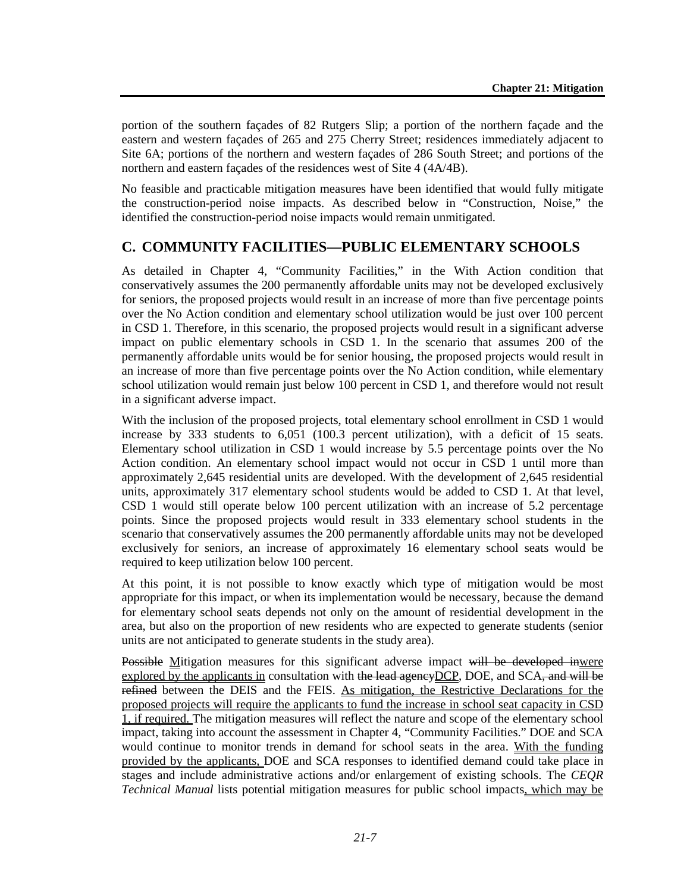portion of the southern façades of 82 Rutgers Slip; a portion of the northern façade and the eastern and western façades of 265 and 275 Cherry Street; residences immediately adjacent to Site 6A; portions of the northern and western façades of 286 South Street; and portions of the northern and eastern façades of the residences west of Site 4 (4A/4B).

No feasible and practicable mitigation measures have been identified that would fully mitigate the construction-period noise impacts. As described below in "Construction, Noise," the identified the construction-period noise impacts would remain unmitigated.

## C. COMMUNITY FACILITIES—PUBLIC ELEMENTARY SCHOOLS

As detailed in Chapter 4, "Community Facilities," in the With Action condition that conservatively assumes the 200 permanently affordable units may not be developed exclusively for seniors, the proposed projects would result in an increase of more than five percentage points over the No Action condition and elementary school utilization would be just over 100 percent in CSD 1. Therefore, in this scenario, the proposed projects would result in a significant adverse impact on public elementary schools in CSD 1. In the scenario that assumes 200 of the permanently affordable units would be for senior housing, the proposed projects would result in an increase of more than five percentage points over the No Action condition, while elementary school utilization would remain just below 100 percent in CSD 1, and therefore would not result in a significant adverse impact.

With the inclusion of the proposed projects, total elementary school enrollment in CSD 1 would increase by 333 students to 6,051 (100.3 percent utilization), with a deficit of 15 seats. Elementary school utilization in CSD 1 would increase by 5.5 percentage points over the No Action condition. An elementary school impact would not occur in CSD 1 until more than approximately 2,645 residential units are developed. With the development of 2,645 residential units, approximately 317 elementary school students would be added to CSD 1. At that level, CSD 1 would still operate below 100 percent utilization with an increase of 5.2 percentage points. Since the proposed projects would result in 333 elementary school students in the scenario that conservatively assumes the 200 permanently affordable units may not be developed exclusively for seniors, an increase of approximately 16 elementary school seats would be required to keep utilization below 100 percent.

At this point, it is not possible to know exactly which type of mitigation would be most appropriate for this impact, or when its implementation would be necessary, because the demand for elementary school seats depends not only on the amount of residential development in the area, but also on the proportion of new residents who are expected to generate students (senior units are not anticipated to generate students in the study area).

~~Possible~~ <u>M</u>itigation measures for this significant adverse impact ~~will be developed in~~<u>were explored by the applicants in</u> consultation with ~~the lead agency~~<u>DCP</u>, DOE, and SCA~~, and will be refined~~ between the DEIS and the FEIS. <u>As mitigation, the Restrictive Declarations for the proposed projects will require the applicants to fund the increase in school seat capacity in CSD 1, if required.</u> The mitigation measures will reflect the nature and scope of the elementary school impact, taking into account the assessment in Chapter 4, "Community Facilities." DOE and SCA would continue to monitor trends in demand for school seats in the area. <u>With the funding provided by the applicants,</u> DOE and SCA responses to identified demand could take place in stages and include administrative actions and/or enlargement of existing schools. The *CEQR Technical Manual* lists potential mitigation measures for public school impacts<u>, which may be</u>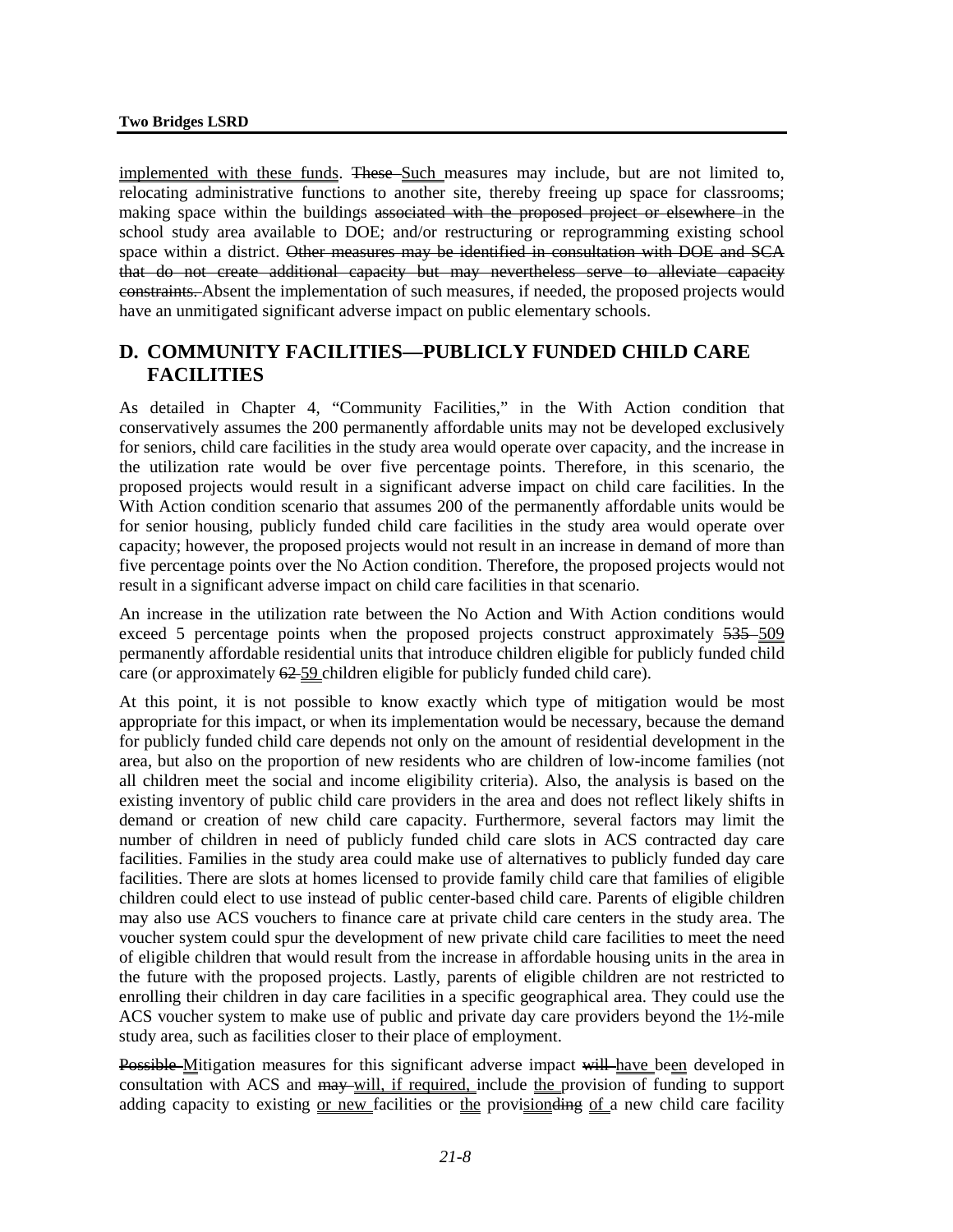<u>implemented with these funds</u>. ~~These~~ <u>Such</u> measures may include, but are not limited to, relocating administrative functions to another site, thereby freeing up space for classrooms; making space within the buildings ~~associated with the proposed project or elsewhere~~ in the school study area available to DOE; and/or restructuring or reprogramming existing school space within a district. ~~Other measures may be identified in consultation with DOE and SCA that do not create additional capacity but may nevertheless serve to alleviate capacity constraints.~~ Absent the implementation of such measures, if needed, the proposed projects would have an unmitigated significant adverse impact on public elementary schools.

## D. COMMUNITY FACILITIES—PUBLICLY FUNDED CHILD CARE FACILITIES

As detailed in Chapter 4, "Community Facilities," in the With Action condition that conservatively assumes the 200 permanently affordable units may not be developed exclusively for seniors, child care facilities in the study area would operate over capacity, and the increase in the utilization rate would be over five percentage points. Therefore, in this scenario, the proposed projects would result in a significant adverse impact on child care facilities. In the With Action condition scenario that assumes 200 of the permanently affordable units would be for senior housing, publicly funded child care facilities in the study area would operate over capacity; however, the proposed projects would not result in an increase in demand of more than five percentage points over the No Action condition. Therefore, the proposed projects would not result in a significant adverse impact on child care facilities in that scenario.

An increase in the utilization rate between the No Action and With Action conditions would exceed 5 percentage points when the proposed projects construct approximately ~~535~~ <u>509</u> permanently affordable residential units that introduce children eligible for publicly funded child care (or approximately ~~62~~ <u>59</u> children eligible for publicly funded child care).

At this point, it is not possible to know exactly which type of mitigation would be most appropriate for this impact, or when its implementation would be necessary, because the demand for publicly funded child care depends not only on the amount of residential development in the area, but also on the proportion of new residents who are children of low-income families (not all children meet the social and income eligibility criteria). Also, the analysis is based on the existing inventory of public child care providers in the area and does not reflect likely shifts in demand or creation of new child care capacity. Furthermore, several factors may limit the number of children in need of publicly funded child care slots in ACS contracted day care facilities. Families in the study area could make use of alternatives to publicly funded day care facilities. There are slots at homes licensed to provide family child care that families of eligible children could elect to use instead of public center-based child care. Parents of eligible children may also use ACS vouchers to finance care at private child care centers in the study area. The voucher system could spur the development of new private child care facilities to meet the need of eligible children that would result from the increase in affordable housing units in the area in the future with the proposed projects. Lastly, parents of eligible children are not restricted to enrolling their children in day care facilities in a specific geographical area. They could use the ACS voucher system to make use of public and private day care providers beyond the 1½-mile study area, such as facilities closer to their place of employment.

~~Possible~~ <u>M</u>itigation measures for this significant adverse impact ~~will~~ <u>have</u> be<u>en</u> developed in consultation with ACS and ~~may~~ <u>will, if required,</u> include <u>the</u> provision of funding to support adding capacity to existing <u>or new</u> facilities or <u>the</u> provi<u>sion</u>~~ding~~ <u>of</u> a new child care facility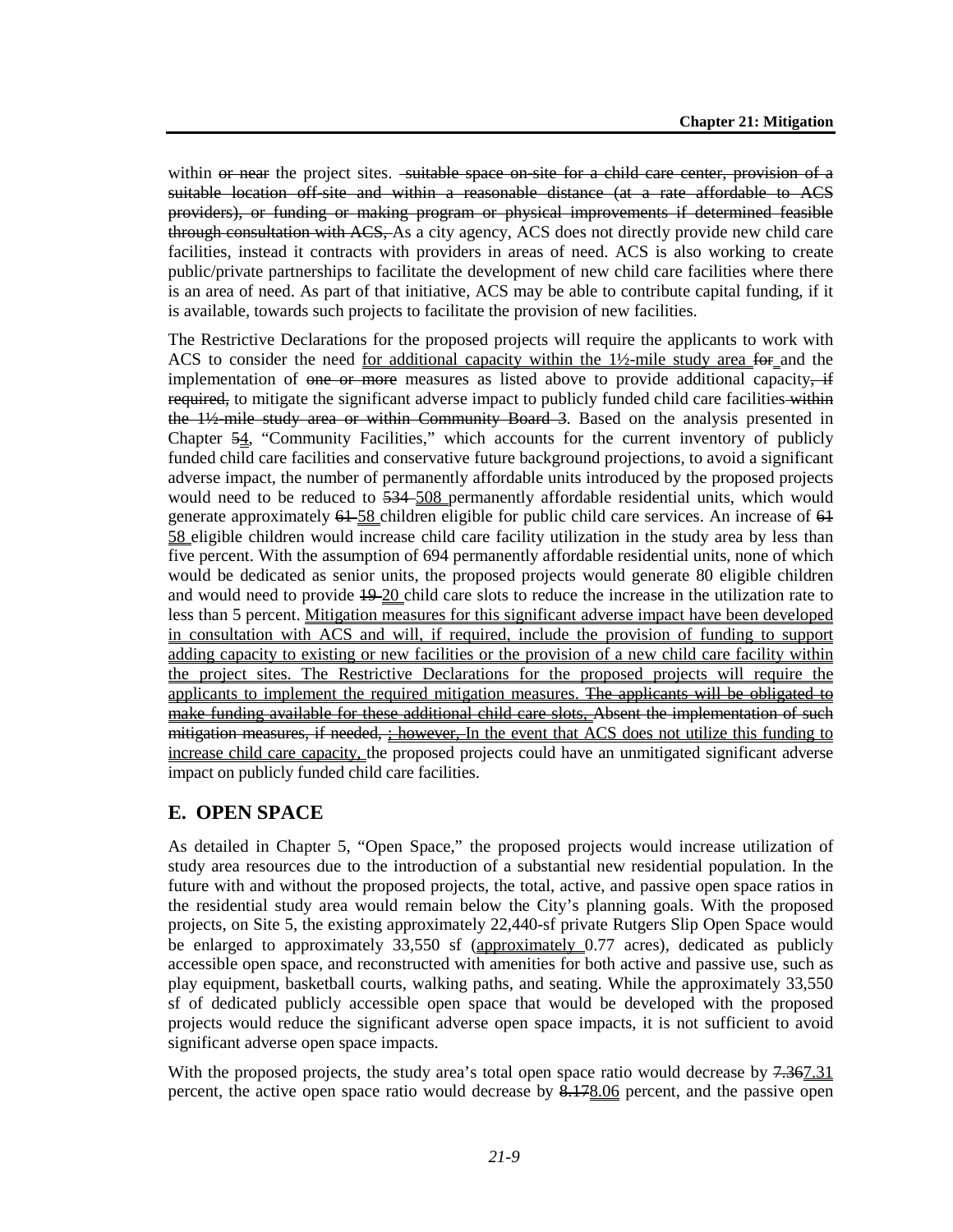within ~~or near~~ the project sites. ~~suitable space on-site for a child care center, provision of a suitable location off-site and within a reasonable distance (at a rate affordable to ACS providers), or funding or making program or physical improvements if determined feasible through consultation with ACS,~~ As a city agency, ACS does not directly provide new child care facilities, instead it contracts with providers in areas of need. ACS is also working to create public/private partnerships to facilitate the development of new child care facilities where there is an area of need. As part of that initiative, ACS may be able to contribute capital funding, if it is available, towards such projects to facilitate the provision of new facilities.

The Restrictive Declarations for the proposed projects will require the applicants to work with ACS to consider the need for additional capacity within the 1½-mile study area ~~for~~ and the implementation of ~~one or more~~ measures as listed above to provide additional capacity~~, if required,~~ to mitigate the significant adverse impact to publicly funded child care facilities ~~within the 1½-mile study area or within Community Board 3~~. Based on the analysis presented in Chapter ~~5~~4, "Community Facilities," which accounts for the current inventory of publicly funded child care facilities and conservative future background projections, to avoid a significant adverse impact, the number of permanently affordable units introduced by the proposed projects would need to be reduced to ~~534~~ 508 permanently affordable residential units, which would generate approximately ~~61~~ 58 children eligible for public child care services. An increase of ~~61~~ 58 eligible children would increase child care facility utilization in the study area by less than five percent. With the assumption of 694 permanently affordable residential units, none of which would be dedicated as senior units, the proposed projects would generate 80 eligible children and would need to provide ~~19~~ 20 child care slots to reduce the increase in the utilization rate to less than 5 percent. Mitigation measures for this significant adverse impact have been developed in consultation with ACS and will, if required, include the provision of funding to support adding capacity to existing or new facilities or the provision of a new child care facility within the project sites. The Restrictive Declarations for the proposed projects will require the applicants to implement the required mitigation measures. ~~The applicants will be obligated to make funding available for these additional child care slots. Absent the implementation of such mitigation measures, if needed, ; however,~~ In the event that ACS does not utilize this funding to increase child care capacity, the proposed projects could have an unmitigated significant adverse impact on publicly funded child care facilities.

## E. OPEN SPACE

As detailed in Chapter 5, "Open Space," the proposed projects would increase utilization of study area resources due to the introduction of a substantial new residential population. In the future with and without the proposed projects, the total, active, and passive open space ratios in the residential study area would remain below the City's planning goals. With the proposed projects, on Site 5, the existing approximately 22,440-sf private Rutgers Slip Open Space would be enlarged to approximately 33,550 sf (approximately 0.77 acres), dedicated as publicly accessible open space, and reconstructed with amenities for both active and passive use, such as play equipment, basketball courts, walking paths, and seating. While the approximately 33,550 sf of dedicated publicly accessible open space that would be developed with the proposed projects would reduce the significant adverse open space impacts, it is not sufficient to avoid significant adverse open space impacts.

With the proposed projects, the study area's total open space ratio would decrease by ~~7.36~~7.31 percent, the active open space ratio would decrease by ~~8.17~~8.06 percent, and the passive open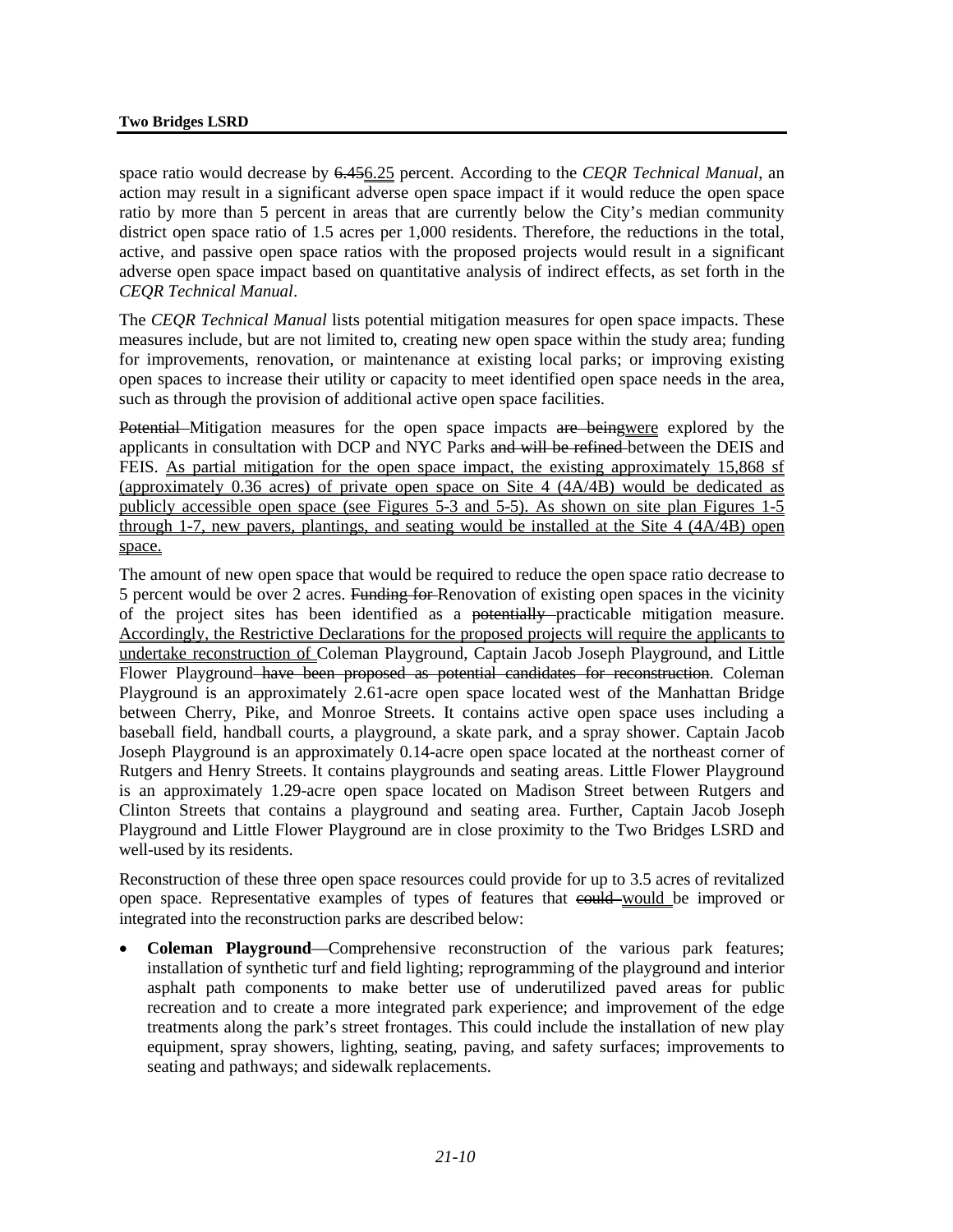space ratio would decrease by ~~6.45~~<u>6.25</u> percent. According to the *CEQR Technical Manual*, an action may result in a significant adverse open space impact if it would reduce the open space ratio by more than 5 percent in areas that are currently below the City's median community district open space ratio of 1.5 acres per 1,000 residents. Therefore, the reductions in the total, active, and passive open space ratios with the proposed projects would result in a significant adverse open space impact based on quantitative analysis of indirect effects, as set forth in the *CEQR Technical Manual*.

The *CEQR Technical Manual* lists potential mitigation measures for open space impacts. These measures include, but are not limited to, creating new open space within the study area; funding for improvements, renovation, or maintenance at existing local parks; or improving existing open spaces to increase their utility or capacity to meet identified open space needs in the area, such as through the provision of additional active open space facilities.

~~Potential~~ Mitigation measures for the open space impacts ~~are being~~<u>were</u> explored by the applicants in consultation with DCP and NYC Parks ~~and will be refined~~ between the DEIS and FEIS. <u>As partial mitigation for the open space impact, the existing approximately 15,868 sf (approximately 0.36 acres) of private open space on Site 4 (4A/4B) would be dedicated as publicly accessible open space (see Figures 5-3 and 5-5). As shown on site plan Figures 1-5 through 1-7, new pavers, plantings, and seating would be installed at the Site 4 (4A/4B) open space.</u>

The amount of new open space that would be required to reduce the open space ratio decrease to 5 percent would be over 2 acres. ~~Funding for~~ Renovation of existing open spaces in the vicinity of the project sites has been identified as a ~~potentially~~ practicable mitigation measure. <u>Accordingly, the Restrictive Declarations for the proposed projects will require the applicants to undertake reconstruction of</u> Coleman Playground, Captain Jacob Joseph Playground, and Little Flower Playground ~~have been proposed as potential candidates for reconstruction~~. Coleman Playground is an approximately 2.61-acre open space located west of the Manhattan Bridge between Cherry, Pike, and Monroe Streets. It contains active open space uses including a baseball field, handball courts, a playground, a skate park, and a spray shower. Captain Jacob Joseph Playground is an approximately 0.14-acre open space located at the northeast corner of Rutgers and Henry Streets. It contains playgrounds and seating areas. Little Flower Playground is an approximately 1.29-acre open space located on Madison Street between Rutgers and Clinton Streets that contains a playground and seating area. Further, Captain Jacob Joseph Playground and Little Flower Playground are in close proximity to the Two Bridges LSRD and well-used by its residents.

Reconstruction of these three open space resources could provide for up to 3.5 acres of revitalized open space. Representative examples of types of features that ~~could~~ <u>would</u> be improved or integrated into the reconstruction parks are described below:

- **Coleman Playground**—Comprehensive reconstruction of the various park features; installation of synthetic turf and field lighting; reprogramming of the playground and interior asphalt path components to make better use of underutilized paved areas for public recreation and to create a more integrated park experience; and improvement of the edge treatments along the park's street frontages. This could include the installation of new play equipment, spray showers, lighting, seating, paving, and safety surfaces; improvements to seating and pathways; and sidewalk replacements.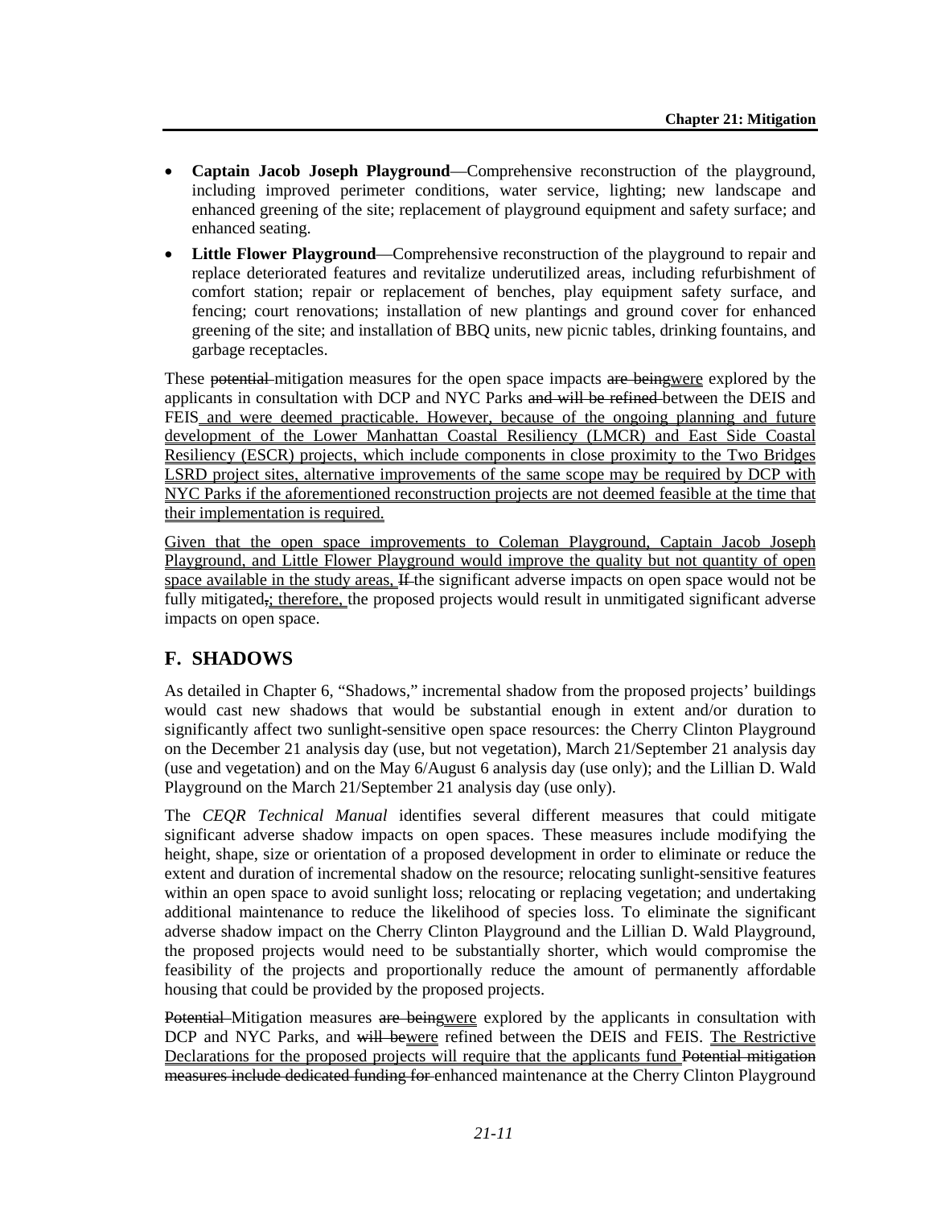- **Captain Jacob Joseph Playground**—Comprehensive reconstruction of the playground, including improved perimeter conditions, water service, lighting; new landscape and enhanced greening of the site; replacement of playground equipment and safety surface; and enhanced seating.
- **Little Flower Playground**—Comprehensive reconstruction of the playground to repair and replace deteriorated features and revitalize underutilized areas, including refurbishment of comfort station; repair or replacement of benches, play equipment safety surface, and fencing; court renovations; installation of new plantings and ground cover for enhanced greening of the site; and installation of BBQ units, new picnic tables, drinking fountains, and garbage receptacles.

These ~~potential~~ mitigation measures for the open space impacts ~~are being~~were explored by the applicants in consultation with DCP and NYC Parks ~~and will be refined~~ between the DEIS and FEIS and were deemed practicable. However, because of the ongoing planning and future development of the Lower Manhattan Coastal Resiliency (LMCR) and East Side Coastal Resiliency (ESCR) projects, which include components in close proximity to the Two Bridges LSRD project sites, alternative improvements of the same scope may be required by DCP with NYC Parks if the aforementioned reconstruction projects are not deemed feasible at the time that their implementation is required.

Given that the open space improvements to Coleman Playground, Captain Jacob Joseph Playground, and Little Flower Playground would improve the quality but not quantity of open space available in the study areas, ~~If~~ the significant adverse impacts on open space would not be fully mitigated~~,~~; therefore, the proposed projects would result in unmitigated significant adverse impacts on open space.

## F. SHADOWS

As detailed in Chapter 6, "Shadows," incremental shadow from the proposed projects' buildings would cast new shadows that would be substantial enough in extent and/or duration to significantly affect two sunlight-sensitive open space resources: the Cherry Clinton Playground on the December 21 analysis day (use, but not vegetation), March 21/September 21 analysis day (use and vegetation) and on the May 6/August 6 analysis day (use only); and the Lillian D. Wald Playground on the March 21/September 21 analysis day (use only).

The *CEQR Technical Manual* identifies several different measures that could mitigate significant adverse shadow impacts on open spaces. These measures include modifying the height, shape, size or orientation of a proposed development in order to eliminate or reduce the extent and duration of incremental shadow on the resource; relocating sunlight-sensitive features within an open space to avoid sunlight loss; relocating or replacing vegetation; and undertaking additional maintenance to reduce the likelihood of species loss. To eliminate the significant adverse shadow impact on the Cherry Clinton Playground and the Lillian D. Wald Playground, the proposed projects would need to be substantially shorter, which would compromise the feasibility of the projects and proportionally reduce the amount of permanently affordable housing that could be provided by the proposed projects.

~~Potential~~ Mitigation measures ~~are being~~were explored by the applicants in consultation with DCP and NYC Parks, and ~~will be~~were refined between the DEIS and FEIS. The Restrictive Declarations for the proposed projects will require that the applicants fund ~~Potential mitigation measures include dedicated funding for~~ enhanced maintenance at the Cherry Clinton Playground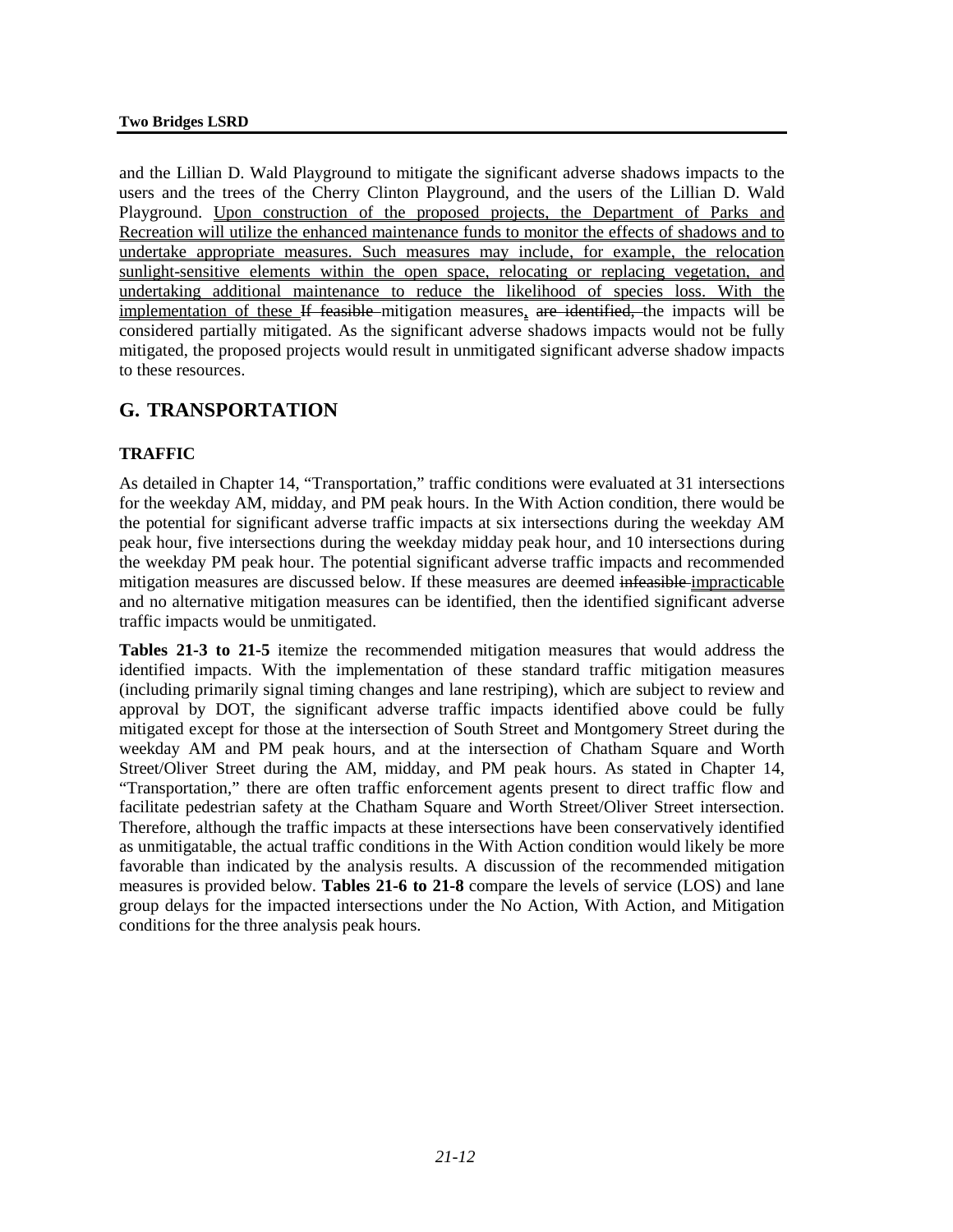and the Lillian D. Wald Playground to mitigate the significant adverse shadows impacts to the users and the trees of the Cherry Clinton Playground, and the users of the Lillian D. Wald Playground. Upon construction of the proposed projects, the Department of Parks and Recreation will utilize the enhanced maintenance funds to monitor the effects of shadows and to undertake appropriate measures. Such measures may include, for example, the relocation sunlight-sensitive elements within the open space, relocating or replacing vegetation, and undertaking additional maintenance to reduce the likelihood of species loss. With the implementation of these ~~If feasible~~ mitigation measures, ~~are identified,~~ the impacts will be considered partially mitigated. As the significant adverse shadows impacts would not be fully mitigated, the proposed projects would result in unmitigated significant adverse shadow impacts to these resources.

## G. TRANSPORTATION

### TRAFFIC

As detailed in Chapter 14, "Transportation," traffic conditions were evaluated at 31 intersections for the weekday AM, midday, and PM peak hours. In the With Action condition, there would be the potential for significant adverse traffic impacts at six intersections during the weekday AM peak hour, five intersections during the weekday midday peak hour, and 10 intersections during the weekday PM peak hour. The potential significant adverse traffic impacts and recommended mitigation measures are discussed below. If these measures are deemed ~~infeasible~~ impracticable and no alternative mitigation measures can be identified, then the identified significant adverse traffic impacts would be unmitigated.

**Tables 21-3 to 21-5** itemize the recommended mitigation measures that would address the identified impacts. With the implementation of these standard traffic mitigation measures (including primarily signal timing changes and lane restriping), which are subject to review and approval by DOT, the significant adverse traffic impacts identified above could be fully mitigated except for those at the intersection of South Street and Montgomery Street during the weekday AM and PM peak hours, and at the intersection of Chatham Square and Worth Street/Oliver Street during the AM, midday, and PM peak hours. As stated in Chapter 14, "Transportation," there are often traffic enforcement agents present to direct traffic flow and facilitate pedestrian safety at the Chatham Square and Worth Street/Oliver Street intersection. Therefore, although the traffic impacts at these intersections have been conservatively identified as unmitigatable, the actual traffic conditions in the With Action condition would likely be more favorable than indicated by the analysis results. A discussion of the recommended mitigation measures is provided below. **Tables 21-6 to 21-8** compare the levels of service (LOS) and lane group delays for the impacted intersections under the No Action, With Action, and Mitigation conditions for the three analysis peak hours.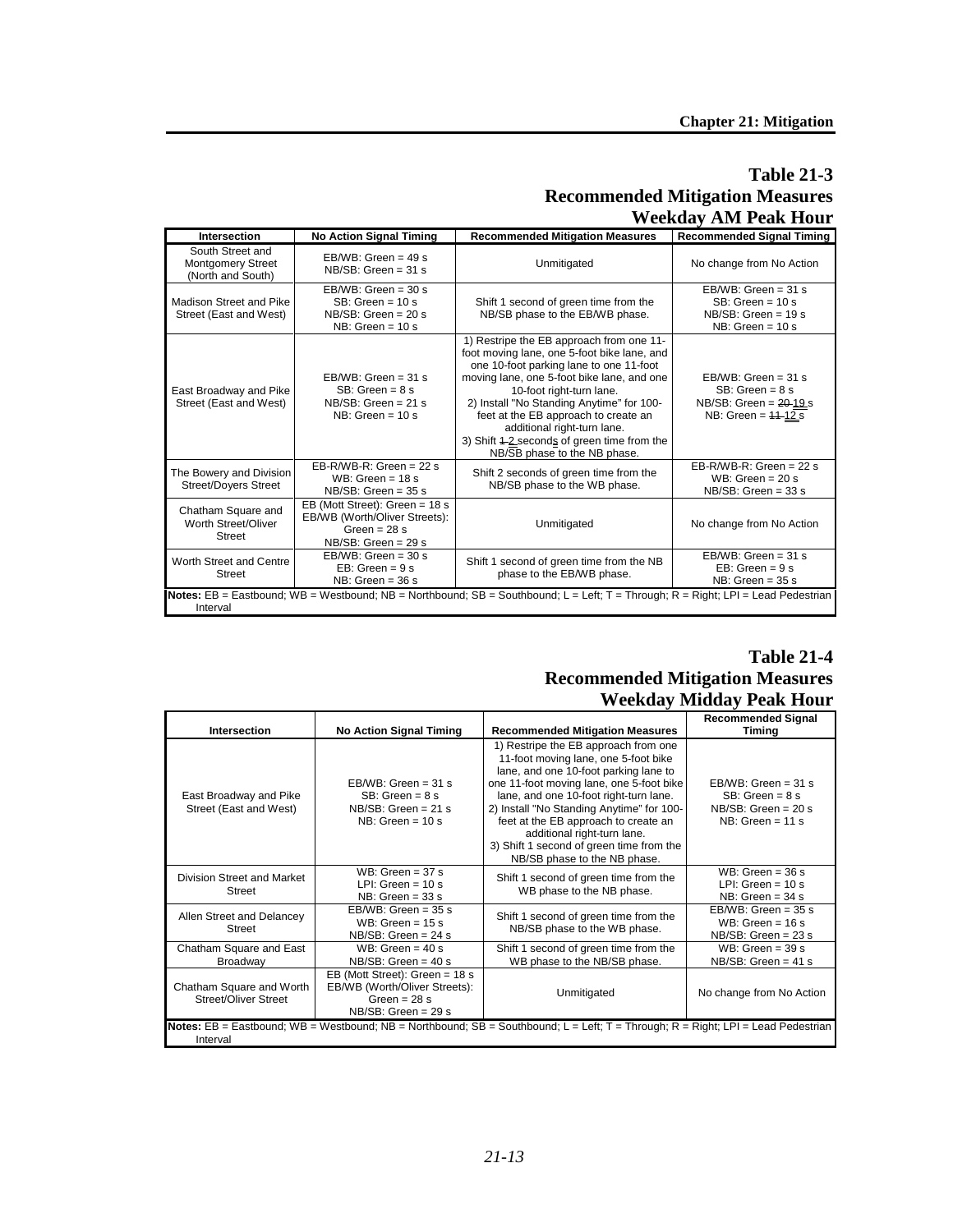# Table 21-3
## Recommended Mitigation Measures
## Weekday AM Peak Hour

| Intersection | No Action Signal Timing | Recommended Mitigation Measures | Recommended Signal Timing |
|---|---|---|---|
| South Street and Montgomery Street (North and South) | EB/WB: Green = 49 s<br>NB/SB: Green = 31 s | Unmitigated | No change from No Action |
| Madison Street and Pike Street (East and West) | EB/WB: Green = 30 s<br>SB: Green = 10 s<br>NB/SB: Green = 20 s<br>NB: Green = 10 s | Shift 1 second of green time from the NB/SB phase to the EB/WB phase. | EB/WB: Green = 31 s<br>SB: Green = 10 s<br>NB/SB: Green = 19 s<br>NB: Green = 10 s |
| East Broadway and Pike Street (East and West) | EB/WB: Green = 31 s<br>SB: Green = 8 s<br>NB/SB: Green = 21 s<br>NB: Green = 10 s | 1) Restripe the EB approach from one 11-foot moving lane, one 5-foot bike lane, and one 10-foot parking lane to one 11-foot moving lane, one 5-foot bike lane, and one 10-foot right-turn lane.<br>2) Install "No Standing Anytime" for 100-feet at the EB approach to create an additional right-turn lane.<br>3) Shift ~~1~~ 2 seconds of green time from the NB/SB phase to the NB phase. | EB/WB: Green = 31 s<br>SB: Green = 8 s<br>NB/SB: Green = ~~20~~ 19 s<br>NB: Green = ~~11~~ 12 s |
| The Bowery and Division Street/Doyers Street | EB-R/WB-R: Green = 22 s<br>WB: Green = 18 s<br>NB/SB: Green = 35 s | Shift 2 seconds of green time from the NB/SB phase to the WB phase. | EB-R/WB-R: Green = 22 s<br>WB: Green = 20 s<br>NB/SB: Green = 33 s |
| Chatham Square and Worth Street/Oliver Street | EB (Mott Street): Green = 18 s<br>EB/WB (Worth/Oliver Streets): Green = 28 s<br>NB/SB: Green = 29 s | Unmitigated | No change from No Action |
| Worth Street and Centre Street | EB/WB: Green = 30 s<br>EB: Green = 9 s<br>NB: Green = 36 s | Shift 1 second of green time from the NB phase to the EB/WB phase. | EB/WB: Green = 31 s<br>EB: Green = 9 s<br>NB: Green = 35 s |

**Notes:** EB = Eastbound; WB = Westbound; NB = Northbound; SB = Southbound; L = Left; T = Through; R = Right; LPI = Lead Pedestrian Interval

# Table 21-4
## Recommended Mitigation Measures
## Weekday Midday Peak Hour

| Intersection | No Action Signal Timing | Recommended Mitigation Measures | Recommended Signal Timing |
|---|---|---|---|
| East Broadway and Pike Street (East and West) | EB/WB: Green = 31 s<br>SB: Green = 8 s<br>NB/SB: Green = 21 s<br>NB: Green = 10 s | 1) Restripe the EB approach from one 11-foot moving lane, one 5-foot bike lane, and one 10-foot parking lane to one 11-foot moving lane, one 5-foot bike lane, and one 10-foot right-turn lane.<br>2) Install "No Standing Anytime" for 100-feet at the EB approach to create an additional right-turn lane.<br>3) Shift 1 second of green time from the NB/SB phase to the NB phase. | EB/WB: Green = 31 s<br>SB: Green = 8 s<br>NB/SB: Green = 20 s<br>NB: Green = 11 s |
| Division Street and Market Street | WB: Green = 37 s<br>LPI: Green = 10 s<br>NB: Green = 33 s | Shift 1 second of green time from the WB phase to the NB phase. | WB: Green = 36 s<br>LPI: Green = 10 s<br>NB: Green = 34 s |
| Allen Street and Delancey Street | EB/WB: Green = 35 s<br>WB: Green = 15 s<br>NB/SB: Green = 24 s | Shift 1 second of green time from the NB/SB phase to the WB phase. | EB/WB: Green = 35 s<br>WB: Green = 16 s<br>NB/SB: Green = 23 s |
| Chatham Square and East Broadway | WB: Green = 40 s<br>NB/SB: Green = 40 s | Shift 1 second of green time from the WB phase to the NB/SB phase. | WB: Green = 39 s<br>NB/SB: Green = 41 s |
| Chatham Square and Worth Street/Oliver Street | EB (Mott Street): Green = 18 s<br>EB/WB (Worth/Oliver Streets): Green = 28 s<br>NB/SB: Green = 29 s | Unmitigated | No change from No Action |

**Notes:** EB = Eastbound; WB = Westbound; NB = Northbound; SB = Southbound; L = Left; T = Through; R = Right; LPI = Lead Pedestrian Interval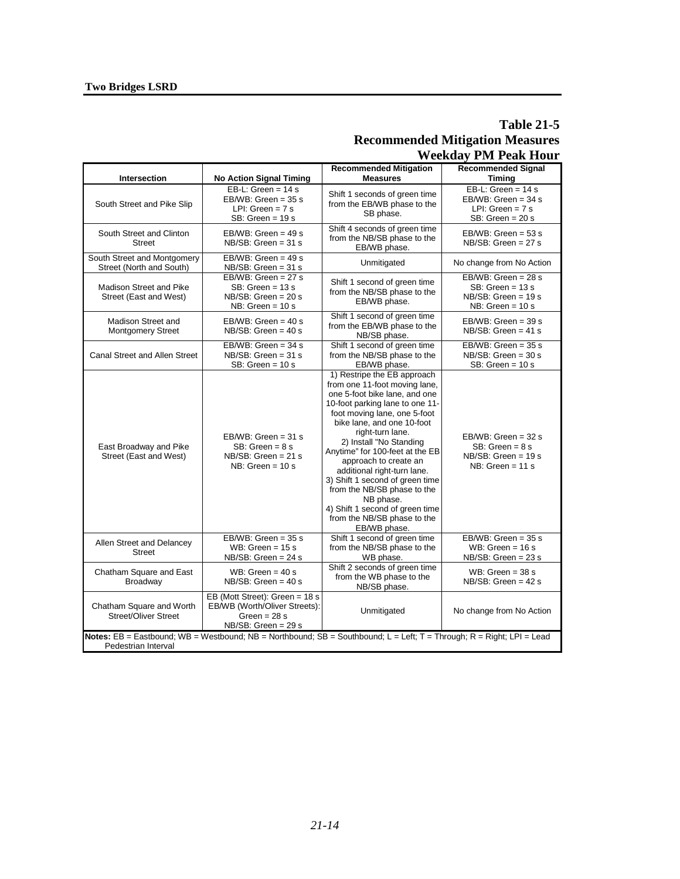## Table 21-5
## Recommended Mitigation Measures
## Weekday PM Peak Hour

| Intersection | No Action Signal Timing | Recommended Mitigation Measures | Recommended Signal Timing |
|---|---|---|---|
| South Street and Pike Slip | EB-L: Green = 14 s<br>EB/WB: Green = 35 s<br>LPI: Green = 7 s<br>SB: Green = 19 s | Shift 1 seconds of green time from the EB/WB phase to the SB phase. | EB-L: Green = 14 s<br>EB/WB: Green = 34 s<br>LPI: Green = 7 s<br>SB: Green = 20 s |
| South Street and Clinton Street | EB/WB: Green = 49 s<br>NB/SB: Green = 31 s | Shift 4 seconds of green time from the NB/SB phase to the EB/WB phase. | EB/WB: Green = 53 s<br>NB/SB: Green = 27 s |
| South Street and Montgomery Street (North and South) | EB/WB: Green = 49 s<br>NB/SB: Green = 31 s | Unmitigated | No change from No Action |
| Madison Street and Pike Street (East and West) | EB/WB: Green = 27 s<br>SB: Green = 13 s<br>NB/SB: Green = 20 s<br>NB: Green = 10 s | Shift 1 second of green time from the NB/SB phase to the EB/WB phase. | EB/WB: Green = 28 s<br>SB: Green = 13 s<br>NB/SB: Green = 19 s<br>NB: Green = 10 s |
| Madison Street and Montgomery Street | EB/WB: Green = 40 s<br>NB/SB: Green = 40 s | Shift 1 second of green time from the EB/WB phase to the NB/SB phase. | EB/WB: Green = 39 s<br>NB/SB: Green = 41 s |
| Canal Street and Allen Street | EB/WB: Green = 34 s<br>NB/SB: Green = 31 s<br>SB: Green = 10 s | Shift 1 second of green time from the NB/SB phase to the EB/WB phase. | EB/WB: Green = 35 s<br>NB/SB: Green = 30 s<br>SB: Green = 10 s |
| East Broadway and Pike Street (East and West) | EB/WB: Green = 31 s<br>SB: Green = 8 s<br>NB/SB: Green = 21 s<br>NB: Green = 10 s | 1) Restripe the EB approach from one 11-foot moving lane, one 5-foot bike lane, and one 10-foot parking lane to one 11-foot moving lane, one 5-foot bike lane, and one 10-foot right-turn lane.<br>2) Install "No Standing Anytime" for 100-feet at the EB approach to create an additional right-turn lane.<br>3) Shift 1 second of green time from the NB/SB phase to the NB phase.<br>4) Shift 1 second of green time from the NB/SB phase to the EB/WB phase. | EB/WB: Green = 32 s<br>SB: Green = 8 s<br>NB/SB: Green = 19 s<br>NB: Green = 11 s |
| Allen Street and Delancey Street | EB/WB: Green = 35 s<br>WB: Green = 15 s<br>NB/SB: Green = 24 s | Shift 1 second of green time from the NB/SB phase to the WB phase. | EB/WB: Green = 35 s<br>WB: Green = 16 s<br>NB/SB: Green = 23 s |
| Chatham Square and East Broadway | WB: Green = 40 s<br>NB/SB: Green = 40 s | Shift 2 seconds of green time from the WB phase to the NB/SB phase. | WB: Green = 38 s<br>NB/SB: Green = 42 s |
| Chatham Square and Worth Street/Oliver Street | EB (Mott Street): Green = 18 s<br>EB/WB (Worth/Oliver Streets): Green = 28 s<br>NB/SB: Green = 29 s | Unmitigated | No change from No Action |

**Notes:** EB = Eastbound; WB = Westbound; NB = Northbound; SB = Southbound; L = Left; T = Through; R = Right; LPI = Lead Pedestrian Interval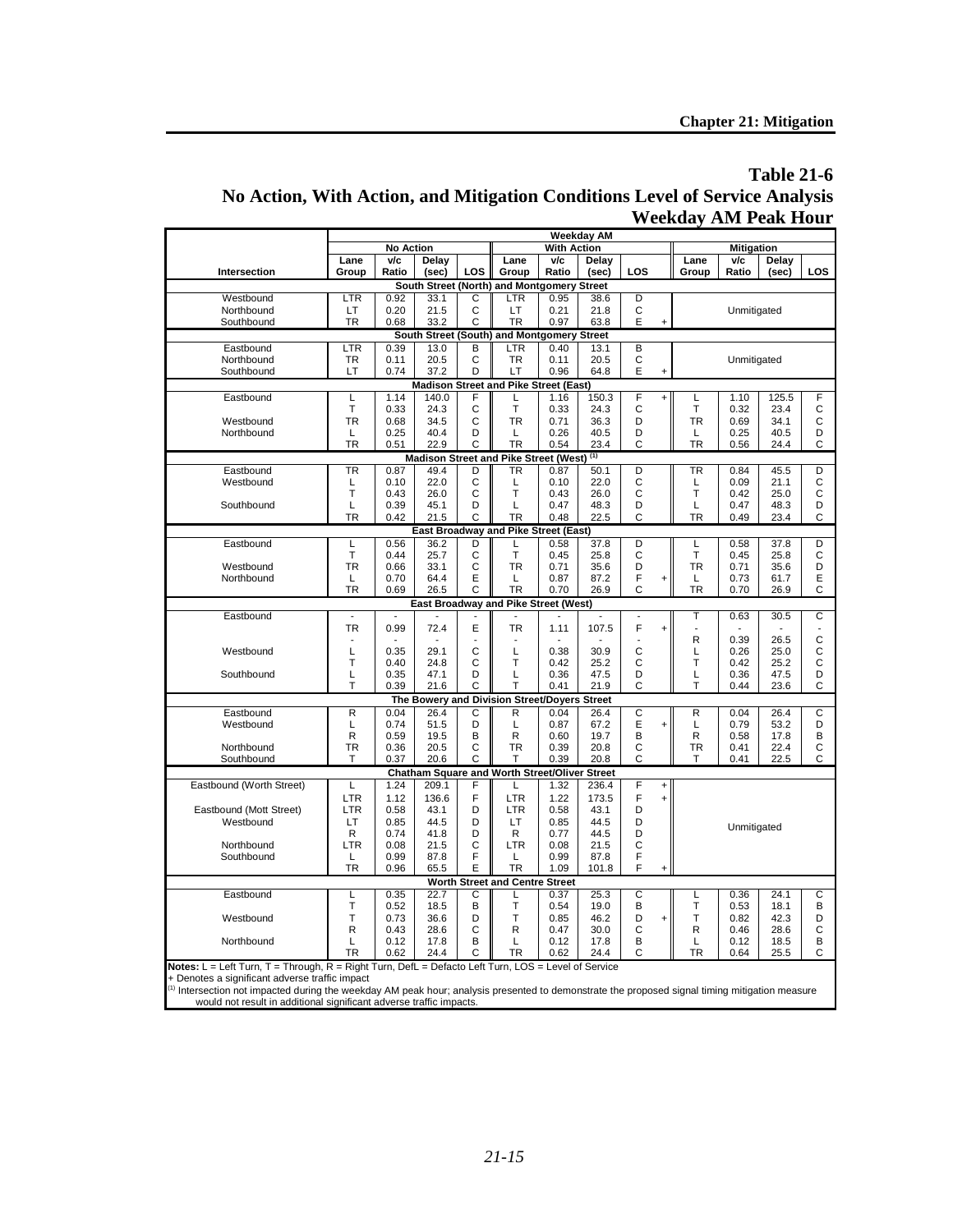## Table 21-6

## No Action, With Action, and Mitigation Conditions Level of Service Analysis Weekday AM Peak Hour

| Intersection | No Action Lane Group | No Action v/c Ratio | No Action Delay (sec) | No Action LOS | With Action Lane Group | With Action v/c Ratio | With Action Delay (sec) | With Action LOS | | Mitigation Lane Group | Mitigation v/c Ratio | Mitigation Delay (sec) | Mitigation LOS |
|---|---|---|---|---|---|---|---|---|---|---|---|---|---|
| **South Street (North) and Montgomery Street** | | | | | | | | | | | | | |
| Westbound | LTR | 0.92 | 33.1 | C | LTR | 0.95 | 38.6 | D | | Unmitigated | | | |
| Northbound | LT | 0.20 | 21.5 | C | LT | 0.21 | 21.8 | C | | | | | |
| Southbound | TR | 0.68 | 33.2 | C | TR | 0.97 | 63.8 | E | + | | | | |
| **South Street (South) and Montgomery Street** | | | | | | | | | | | | | |
| Eastbound | LTR | 0.39 | 13.0 | B | LTR | 0.40 | 13.1 | B | | Unmitigated | | | |
| Northbound | TR | 0.11 | 20.5 | C | TR | 0.11 | 20.5 | C | | | | | |
| Southbound | LT | 0.74 | 37.2 | D | LT | 0.96 | 64.8 | E | + | | | | |
| **Madison Street and Pike Street (East)** | | | | | | | | | | | | | |
| Eastbound | L | 1.14 | 140.0 | F | L | 1.16 | 150.3 | F | + | L | 1.10 | 125.5 | F |
| | T | 0.33 | 24.3 | C | T | 0.33 | 24.3 | C | | T | 0.32 | 23.4 | C |
| Westbound | TR | 0.68 | 34.5 | C | TR | 0.71 | 36.3 | D | | TR | 0.69 | 34.1 | C |
| Northbound | L | 0.25 | 40.4 | D | L | 0.26 | 40.5 | D | | L | 0.25 | 40.5 | D |
| | TR | 0.51 | 22.9 | C | TR | 0.54 | 23.4 | C | | TR | 0.56 | 24.4 | C |
| **Madison Street and Pike Street (West) [(1)]** | | | | | | | | | | | | | |
| Eastbound | TR | 0.87 | 49.4 | D | TR | 0.87 | 50.1 | D | | TR | 0.84 | 45.5 | D |
| Westbound | L | 0.10 | 22.0 | C | L | 0.10 | 22.0 | C | | L | 0.09 | 21.1 | C |
| | T | 0.43 | 26.0 | C | T | 0.43 | 26.0 | C | | T | 0.42 | 25.0 | C |
| Southbound | L | 0.39 | 45.1 | D | L | 0.47 | 48.3 | D | | L | 0.47 | 48.3 | D |
| | TR | 0.42 | 21.5 | C | TR | 0.48 | 22.5 | C | | TR | 0.49 | 23.4 | C |
| **East Broadway and Pike Street (East)** | | | | | | | | | | | | | |
| Eastbound | L | 0.56 | 36.2 | D | L | 0.58 | 37.8 | D | | L | 0.58 | 37.8 | D |
| | T | 0.44 | 25.7 | C | T | 0.45 | 25.8 | C | | T | 0.45 | 25.8 | C |
| Westbound | TR | 0.66 | 33.1 | C | TR | 0.71 | 35.6 | D | | TR | 0.71 | 35.6 | D |
| Northbound | L | 0.70 | 64.4 | E | L | 0.87 | 87.2 | F | + | L | 0.73 | 61.7 | E |
| | TR | 0.69 | 26.5 | C | TR | 0.70 | 26.9 | C | | TR | 0.70 | 26.9 | C |
| **East Broadway and Pike Street (West)** | | | | | | | | | | | | | |
| Eastbound | - | - | - | - | - | - | - | - | | T | 0.63 | 30.5 | C |
| | TR | 0.99 | 72.4 | E | TR | 1.11 | 107.5 | F | + | - | - | - | - |
| | - | - | - | - | - | - | - | - | | R | 0.39 | 26.5 | C |
| Westbound | L | 0.35 | 29.1 | C | L | 0.38 | 30.9 | C | | L | 0.26 | 25.0 | C |
| | T | 0.40 | 24.8 | C | T | 0.42 | 25.2 | C | | T | 0.42 | 25.2 | C |
| Southbound | L | 0.35 | 47.1 | D | L | 0.36 | 47.5 | D | | L | 0.36 | 47.5 | D |
| | T | 0.39 | 21.6 | C | T | 0.41 | 21.9 | C | | T | 0.44 | 23.6 | C |
| **The Bowery and Division Street/Doyers Street** | | | | | | | | | | | | | |
| Eastbound | R | 0.04 | 26.4 | C | R | 0.04 | 26.4 | C | | R | 0.04 | 26.4 | C |
| Westbound | L | 0.74 | 51.5 | D | L | 0.87 | 67.2 | E | + | L | 0.79 | 53.2 | D |
| | R | 0.59 | 19.5 | B | R | 0.60 | 19.7 | B | | R | 0.58 | 17.8 | B |
| Northbound | TR | 0.36 | 20.5 | C | TR | 0.39 | 20.8 | C | | TR | 0.41 | 22.4 | C |
| Southbound | T | 0.37 | 20.6 | C | T | 0.39 | 20.8 | C | | T | 0.41 | 22.5 | C |
| **Chatham Square and Worth Street/Oliver Street** | | | | | | | | | | | | | |
| Eastbound (Worth Street) | L | 1.24 | 209.1 | F | L | 1.32 | 236.4 | F | + | Unmitigated | | | |
| | LTR | 1.12 | 136.6 | F | LTR | 1.22 | 173.5 | F | + | | | | |
| Eastbound (Mott Street) | LTR | 0.58 | 43.1 | D | LTR | 0.58 | 43.1 | D | | | | | |
| Westbound | LT | 0.85 | 44.5 | D | LT | 0.85 | 44.5 | D | | | | | |
| | R | 0.74 | 41.8 | D | R | 0.77 | 44.5 | D | | | | | |
| Northbound | LTR | 0.08 | 21.5 | C | LTR | 0.08 | 21.5 | C | | | | | |
| Southbound | L | 0.99 | 87.8 | F | L | 0.99 | 87.8 | F | | | | | |
| | TR | 0.96 | 65.5 | E | TR | 1.09 | 101.8 | F | + | | | | |
| **Worth Street and Centre Street** | | | | | | | | | | | | | |
| Eastbound | L | 0.35 | 22.7 | C | L | 0.37 | 25.3 | C | | L | 0.36 | 24.1 | C |
| | T | 0.52 | 18.5 | B | T | 0.54 | 19.0 | B | | T | 0.53 | 18.1 | B |
| Westbound | T | 0.73 | 36.6 | D | T | 0.85 | 46.2 | D | + | T | 0.82 | 42.3 | D |
| | R | 0.43 | 28.6 | C | R | 0.47 | 30.0 | C | | R | 0.46 | 28.6 | C |
| Northbound | L | 0.12 | 17.8 | B | L | 0.12 | 17.8 | B | | L | 0.12 | 18.5 | B |
| | TR | 0.62 | 24.4 | C | TR | 0.62 | 24.4 | C | | TR | 0.64 | 25.5 | C |

**Notes:** L = Left Turn, T = Through, R = Right Turn, DefL = Defacto Left Turn, LOS = Level of Service
+ Denotes a significant adverse traffic impact
(1) Intersection not impacted during the weekday AM peak hour; analysis presented to demonstrate the proposed signal timing mitigation measure would not result in additional significant adverse traffic impacts.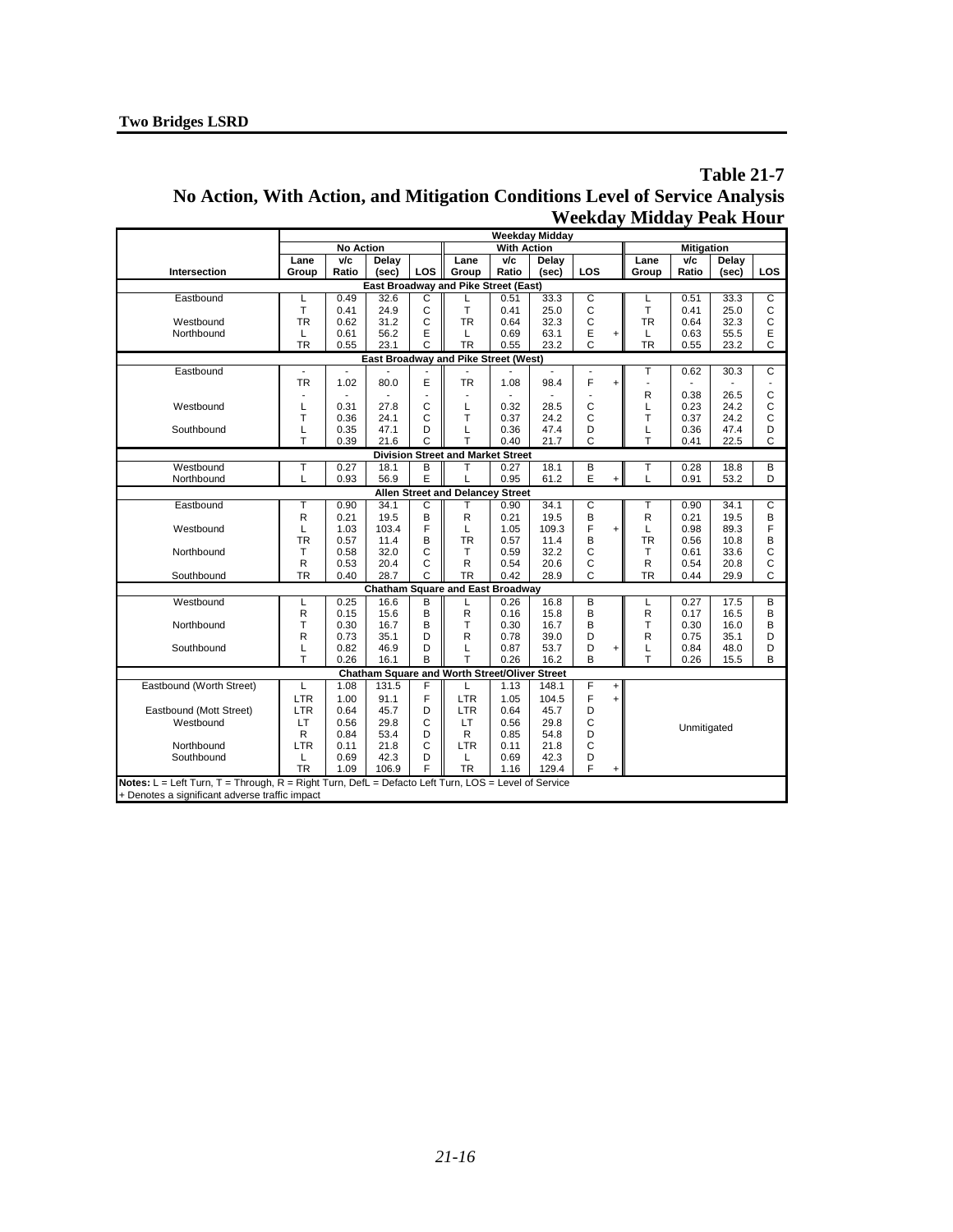**Two Bridges LSRD**

# Table 21-7
## No Action, With Action, and Mitigation Conditions Level of Service Analysis
### Weekday Midday Peak Hour

| Intersection | No Action Lane Group | No Action v/c Ratio | No Action Delay (sec) | No Action LOS | With Action Lane Group | With Action v/c Ratio | With Action Delay (sec) | With Action LOS | | Mitigation Lane Group | Mitigation v/c Ratio | Mitigation Delay (sec) | Mitigation LOS |
|---|---|---|---|---|---|---|---|---|---|---|---|---|---|
| **East Broadway and Pike Street (East)** | | | | | | | | | | | | | |
| Eastbound | L | 0.49 | 32.6 | C | L | 0.51 | 33.3 | C | | L | 0.51 | 33.3 | C |
| | T | 0.41 | 24.9 | C | T | 0.41 | 25.0 | C | | T | 0.41 | 25.0 | C |
| Westbound | TR | 0.62 | 31.2 | C | TR | 0.64 | 32.3 | C | | TR | 0.64 | 32.3 | C |
| Northbound | L | 0.61 | 56.2 | E | L | 0.69 | 63.1 | E | + | L | 0.63 | 55.5 | E |
| | TR | 0.55 | 23.1 | C | TR | 0.55 | 23.2 | C | | TR | 0.55 | 23.2 | C |
| **East Broadway and Pike Street (West)** | | | | | | | | | | | | | |
| Eastbound | - | - | - | - | - | - | - | - | | T | 0.62 | 30.3 | C |
| | TR | 1.02 | 80.0 | E | TR | 1.08 | 98.4 | F | + | - | - | - | - |
| | - | - | - | - | - | - | - | - | | R | 0.38 | 26.5 | C |
| Westbound | L | 0.31 | 27.8 | C | L | 0.32 | 28.5 | C | | L | 0.23 | 24.2 | C |
| | T | 0.36 | 24.1 | C | T | 0.37 | 24.2 | C | | T | 0.37 | 24.2 | C |
| Southbound | L | 0.35 | 47.1 | D | L | 0.36 | 47.4 | D | | L | 0.36 | 47.4 | D |
| | T | 0.39 | 21.6 | C | T | 0.40 | 21.7 | C | | T | 0.41 | 22.5 | C |
| **Division Street and Market Street** | | | | | | | | | | | | | |
| Westbound | T | 0.27 | 18.1 | B | T | 0.27 | 18.1 | B | | T | 0.28 | 18.8 | B |
| Northbound | L | 0.93 | 56.9 | E | L | 0.95 | 61.2 | E | + | L | 0.91 | 53.2 | D |
| **Allen Street and Delancey Street** | | | | | | | | | | | | | |
| Eastbound | T | 0.90 | 34.1 | C | T | 0.90 | 34.1 | C | | T | 0.90 | 34.1 | C |
| | R | 0.21 | 19.5 | B | R | 0.21 | 19.5 | B | | R | 0.21 | 19.5 | B |
| Westbound | L | 1.03 | 103.4 | F | L | 1.05 | 109.3 | F | + | L | 0.98 | 89.3 | F |
| | TR | 0.57 | 11.4 | B | TR | 0.57 | 11.4 | B | | TR | 0.56 | 10.8 | B |
| Northbound | T | 0.58 | 32.0 | C | T | 0.59 | 32.2 | C | | T | 0.61 | 33.6 | C |
| | R | 0.53 | 20.4 | C | R | 0.54 | 20.6 | C | | R | 0.54 | 20.8 | C |
| Southbound | TR | 0.40 | 28.7 | C | TR | 0.42 | 28.9 | C | | TR | 0.44 | 29.9 | C |
| **Chatham Square and East Broadway** | | | | | | | | | | | | | |
| Westbound | L | 0.25 | 16.6 | B | L | 0.26 | 16.8 | B | | L | 0.27 | 17.5 | B |
| | R | 0.15 | 15.6 | B | R | 0.16 | 15.8 | B | | R | 0.17 | 16.5 | B |
| Northbound | T | 0.30 | 16.7 | B | T | 0.30 | 16.7 | B | | T | 0.30 | 16.0 | B |
| | R | 0.73 | 35.1 | D | R | 0.78 | 39.0 | D | | R | 0.75 | 35.1 | D |
| Southbound | L | 0.82 | 46.9 | D | L | 0.87 | 53.7 | D | + | L | 0.84 | 48.0 | D |
| | T | 0.26 | 16.1 | B | T | 0.26 | 16.2 | B | | T | 0.26 | 15.5 | B |
| **Chatham Square and Worth Street/Oliver Street** | | | | | | | | | | | | | |
| Eastbound (Worth Street) | L | 1.08 | 131.5 | F | L | 1.13 | 148.1 | F | + | Unmitigated | | | |
| | LTR | 1.00 | 91.1 | F | LTR | 1.05 | 104.5 | F | + | | | | |
| Eastbound (Mott Street) | LTR | 0.64 | 45.7 | D | LTR | 0.64 | 45.7 | D | | | | | |
| Westbound | LT | 0.56 | 29.8 | C | LT | 0.56 | 29.8 | C | | | | | |
| | R | 0.84 | 53.4 | D | R | 0.85 | 54.8 | D | | | | | |
| Northbound | LTR | 0.11 | 21.8 | C | LTR | 0.11 | 21.8 | C | | | | | |
| Southbound | L | 0.69 | 42.3 | D | L | 0.69 | 42.3 | D | | | | | |
| | TR | 1.09 | 106.9 | F | TR | 1.16 | 129.4 | F | + | | | | |

**Notes:** L = Left Turn, T = Through, R = Right Turn, DefL = Defacto Left Turn, LOS = Level of Service
+ Denotes a significant adverse traffic impact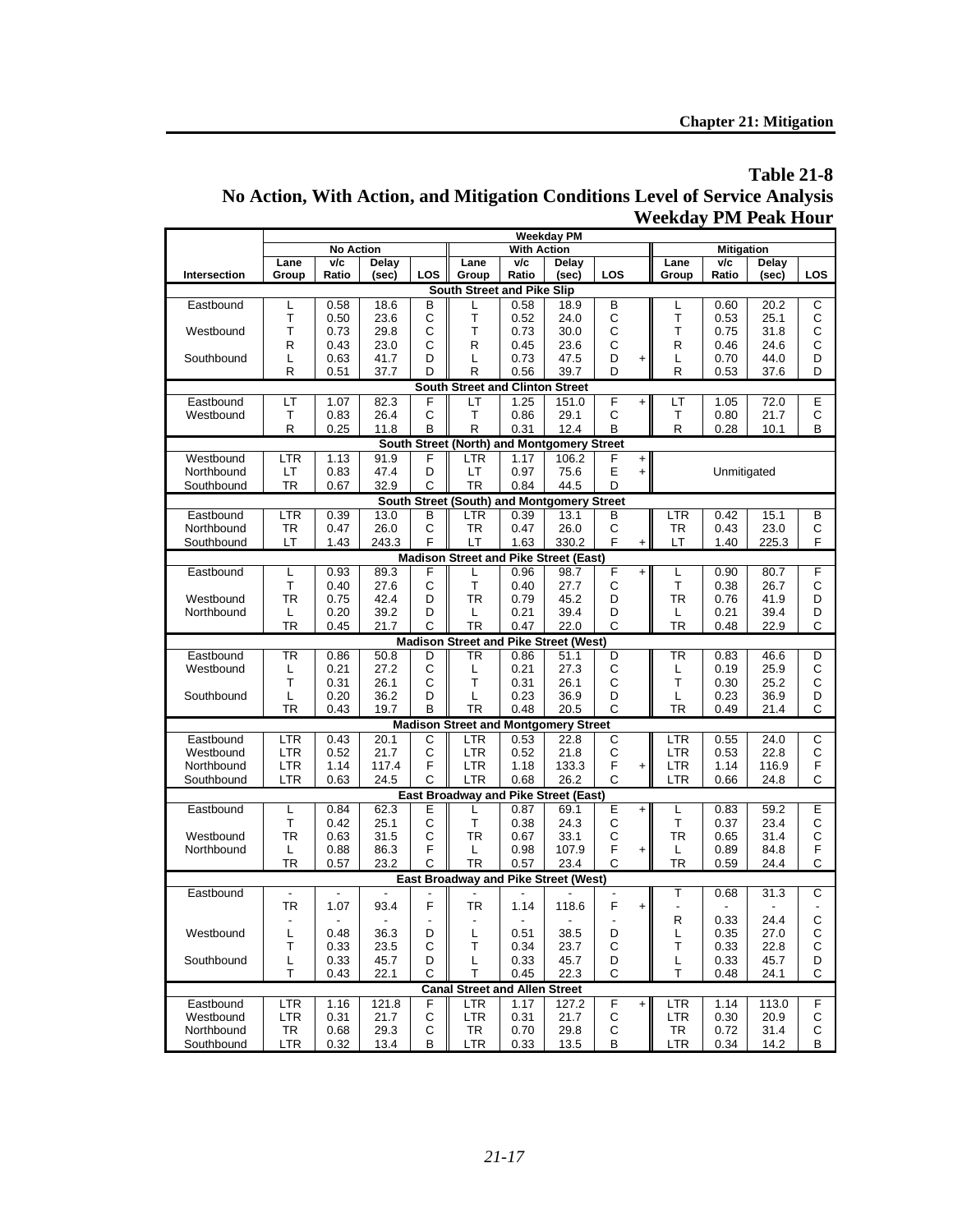## Table 21-8
## No Action, With Action, and Mitigation Conditions Level of Service Analysis
## Weekday PM Peak Hour

| Intersection | No Action Lane Group | No Action v/c Ratio | No Action Delay (sec) | No Action LOS | With Action Lane Group | With Action v/c Ratio | With Action Delay (sec) | With Action LOS | | Mitigation Lane Group | Mitigation v/c Ratio | Mitigation Delay (sec) | Mitigation LOS |
|---|---|---|---|---|---|---|---|---|---|---|---|---|---|
| **South Street and Pike Slip** | | | | | | | | | | | | | |
| Eastbound | L | 0.58 | 18.6 | B | L | 0.58 | 18.9 | B | | L | 0.60 | 20.2 | C |
| | T | 0.50 | 23.6 | C | T | 0.52 | 24.0 | C | | T | 0.53 | 25.1 | C |
| Westbound | T | 0.73 | 29.8 | C | T | 0.73 | 30.0 | C | | T | 0.75 | 31.8 | C |
| | R | 0.43 | 23.0 | C | R | 0.45 | 23.6 | C | | R | 0.46 | 24.6 | C |
| Southbound | L | 0.63 | 41.7 | D | L | 0.73 | 47.5 | D | + | L | 0.70 | 44.0 | D |
| | R | 0.51 | 37.7 | D | R | 0.56 | 39.7 | D | | R | 0.53 | 37.6 | D |
| **South Street and Clinton Street** | | | | | | | | | | | | | |
| Eastbound | LT | 1.07 | 82.3 | F | LT | 1.25 | 151.0 | F | + | LT | 1.05 | 72.0 | E |
| Westbound | T | 0.83 | 26.4 | C | T | 0.86 | 29.1 | C | | T | 0.80 | 21.7 | C |
| | R | 0.25 | 11.8 | B | R | 0.31 | 12.4 | B | | R | 0.28 | 10.1 | B |
| **South Street (North) and Montgomery Street** | | | | | | | | | | | | | |
| Westbound | LTR | 1.13 | 91.9 | F | LTR | 1.17 | 106.2 | F | + | Unmitigated | | | |
| Northbound | LT | 0.83 | 47.4 | D | LT | 0.97 | 75.6 | E | + | | | | |
| Southbound | TR | 0.67 | 32.9 | C | TR | 0.84 | 44.5 | D | | | | | |
| **South Street (South) and Montgomery Street** | | | | | | | | | | | | | |
| Eastbound | LTR | 0.39 | 13.0 | B | LTR | 0.39 | 13.1 | B | | LTR | 0.42 | 15.1 | B |
| Northbound | TR | 0.47 | 26.0 | C | TR | 0.47 | 26.0 | C | | TR | 0.43 | 23.0 | C |
| Southbound | LT | 1.43 | 243.3 | F | LT | 1.63 | 330.2 | F | + | LT | 1.40 | 225.3 | F |
| **Madison Street and Pike Street (East)** | | | | | | | | | | | | | |
| Eastbound | L | 0.93 | 89.3 | F | L | 0.96 | 98.7 | F | + | L | 0.90 | 80.7 | F |
| | T | 0.40 | 27.6 | C | T | 0.40 | 27.7 | C | | T | 0.38 | 26.7 | C |
| Westbound | TR | 0.75 | 42.4 | D | TR | 0.79 | 45.2 | D | | TR | 0.76 | 41.9 | D |
| Northbound | L | 0.20 | 39.2 | D | L | 0.21 | 39.4 | D | | L | 0.21 | 39.4 | D |
| | TR | 0.45 | 21.7 | C | TR | 0.47 | 22.0 | C | | TR | 0.48 | 22.9 | C |
| **Madison Street and Pike Street (West)** | | | | | | | | | | | | | |
| Eastbound | TR | 0.86 | 50.8 | D | TR | 0.86 | 51.1 | D | | TR | 0.83 | 46.6 | D |
| Westbound | L | 0.21 | 27.2 | C | L | 0.21 | 27.3 | C | | L | 0.19 | 25.9 | C |
| | T | 0.31 | 26.1 | C | T | 0.31 | 26.1 | C | | T | 0.30 | 25.2 | C |
| Southbound | L | 0.20 | 36.2 | D | L | 0.23 | 36.9 | D | | L | 0.23 | 36.9 | D |
| | TR | 0.43 | 19.7 | B | TR | 0.48 | 20.5 | C | | TR | 0.49 | 21.4 | C |
| **Madison Street and Montgomery Street** | | | | | | | | | | | | | |
| Eastbound | LTR | 0.43 | 20.1 | C | LTR | 0.53 | 22.8 | C | | LTR | 0.55 | 24.0 | C |
| Westbound | LTR | 0.52 | 21.7 | C | LTR | 0.52 | 21.8 | C | | LTR | 0.53 | 22.8 | C |
| Northbound | LTR | 1.14 | 117.4 | F | LTR | 1.18 | 133.3 | F | + | LTR | 1.14 | 116.9 | F |
| Southbound | LTR | 0.63 | 24.5 | C | LTR | 0.68 | 26.2 | C | | LTR | 0.66 | 24.8 | C |
| **East Broadway and Pike Street (East)** | | | | | | | | | | | | | |
| Eastbound | L | 0.84 | 62.3 | E | L | 0.87 | 69.1 | E | + | L | 0.83 | 59.2 | E |
| | T | 0.42 | 25.1 | C | T | 0.38 | 24.3 | C | | T | 0.37 | 23.4 | C |
| Westbound | TR | 0.63 | 31.5 | C | TR | 0.67 | 33.1 | C | | TR | 0.65 | 31.4 | C |
| Northbound | L | 0.88 | 86.3 | F | L | 0.98 | 107.9 | F | + | L | 0.89 | 84.8 | F |
| | TR | 0.57 | 23.2 | C | TR | 0.57 | 23.4 | C | | TR | 0.59 | 24.4 | C |
| **East Broadway and Pike Street (West)** | | | | | | | | | | | | | |
| Eastbound | - | - | - | - | - | - | - | - | | T | 0.68 | 31.3 | C |
| | TR | 1.07 | 93.4 | F | TR | 1.14 | 118.6 | F | + | - | - | - | - |
| | - | - | - | - | - | - | - | - | | R | 0.33 | 24.4 | C |
| Westbound | L | 0.48 | 36.3 | D | L | 0.51 | 38.5 | D | | L | 0.35 | 27.0 | C |
| | T | 0.33 | 23.5 | C | T | 0.34 | 23.7 | C | | T | 0.33 | 22.8 | C |
| Southbound | L | 0.33 | 45.7 | D | L | 0.33 | 45.7 | D | | L | 0.33 | 45.7 | D |
| | T | 0.43 | 22.1 | C | T | 0.45 | 22.3 | C | | T | 0.48 | 24.1 | C |
| **Canal Street and Allen Street** | | | | | | | | | | | | | |
| Eastbound | LTR | 1.16 | 121.8 | F | LTR | 1.17 | 127.2 | F | + | LTR | 1.14 | 113.0 | F |
| Westbound | LTR | 0.31 | 21.7 | C | LTR | 0.31 | 21.7 | C | | LTR | 0.30 | 20.9 | C |
| Northbound | TR | 0.68 | 29.3 | C | TR | 0.70 | 29.8 | C | | TR | 0.72 | 31.4 | C |
| Southbound | LTR | 0.32 | 13.4 | B | LTR | 0.33 | 13.5 | B | | LTR | 0.34 | 14.2 | B |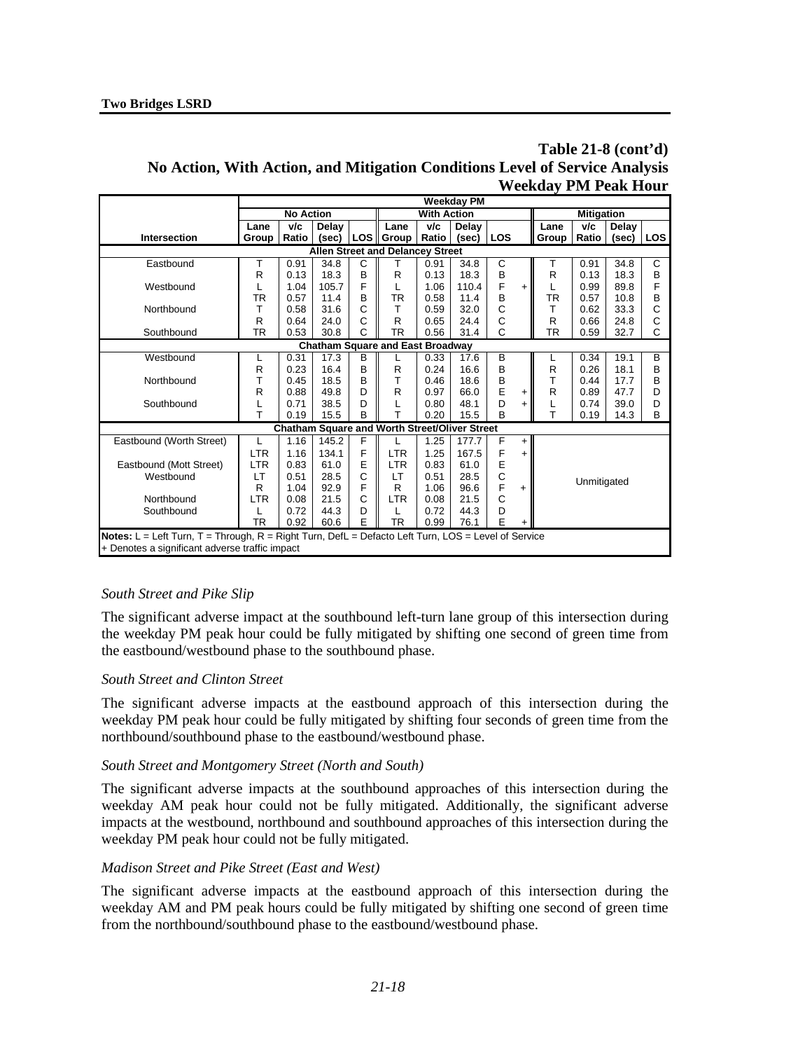**Table 21-8 (cont'd)**
**No Action, With Action, and Mitigation Conditions Level of Service Analysis**
**Weekday PM Peak Hour**

| Intersection | Weekday PM | | | | | | | | | | | | | |
|---|---|---|---|---|---|---|---|---|---|---|---|---|---|---|
| | No Action | | | | With Action | | | | | Mitigation | | | | |
| | Lane Group | v/c Ratio | Delay (sec) | LOS | Lane Group | v/c Ratio | Delay (sec) | LOS | | Lane Group | v/c Ratio | Delay (sec) | LOS |
| **Allen Street and Delancey Street** | | | | | | | | | | | | | | |
| Eastbound | T | 0.91 | 34.8 | C | T | 0.91 | 34.8 | C | | T | 0.91 | 34.8 | C |
| | R | 0.13 | 18.3 | B | R | 0.13 | 18.3 | B | | R | 0.13 | 18.3 | B |
| Westbound | L | 1.04 | 105.7 | F | L | 1.06 | 110.4 | F | + | L | 0.99 | 89.8 | F |
| | TR | 0.57 | 11.4 | B | TR | 0.58 | 11.4 | B | | TR | 0.57 | 10.8 | B |
| Northbound | T | 0.58 | 31.6 | C | T | 0.59 | 32.0 | C | | T | 0.62 | 33.3 | C |
| | R | 0.64 | 24.0 | C | R | 0.65 | 24.4 | C | | R | 0.66 | 24.8 | C |
| Southbound | TR | 0.53 | 30.8 | C | TR | 0.56 | 31.4 | C | | TR | 0.59 | 32.7 | C |
| **Chatham Square and East Broadway** | | | | | | | | | | | | | | |
| Westbound | L | 0.31 | 17.3 | B | L | 0.33 | 17.6 | B | | L | 0.34 | 19.1 | B |
| | R | 0.23 | 16.4 | B | R | 0.24 | 16.6 | B | | R | 0.26 | 18.1 | B |
| Northbound | T | 0.45 | 18.5 | B | T | 0.46 | 18.6 | B | | T | 0.44 | 17.7 | B |
| | R | 0.88 | 49.8 | D | R | 0.97 | 66.0 | E | + | R | 0.89 | 47.7 | D |
| Southbound | L | 0.71 | 38.5 | D | L | 0.80 | 48.1 | D | + | L | 0.74 | 39.0 | D |
| | T | 0.19 | 15.5 | B | T | 0.20 | 15.5 | B | | T | 0.19 | 14.3 | B |
| **Chatham Square and Worth Street/Oliver Street** | | | | | | | | | | | | | | |
| Eastbound (Worth Street) | L | 1.16 | 145.2 | F | L | 1.25 | 177.7 | F | + | Unmitigated | | | |
| | LTR | 1.16 | 134.1 | F | LTR | 1.25 | 167.5 | F | + | | | | |
| Eastbound (Mott Street) | LTR | 0.83 | 61.0 | E | LTR | 0.83 | 61.0 | E | | | | | |
| Westbound | LT | 0.51 | 28.5 | C | LT | 0.51 | 28.5 | C | | | | | |
| | R | 1.04 | 92.9 | F | R | 1.06 | 96.6 | F | + | | | | |
| Northbound | LTR | 0.08 | 21.5 | C | LTR | 0.08 | 21.5 | C | | | | | |
| Southbound | L | 0.72 | 44.3 | D | L | 0.72 | 44.3 | D | | | | | |
| | TR | 0.92 | 60.6 | E | TR | 0.99 | 76.1 | E | + | | | | |

**Notes:** L = Left Turn, T = Through, R = Right Turn, DefL = Defacto Left Turn, LOS = Level of Service
+ Denotes a significant adverse traffic impact

*South Street and Pike Slip*

The significant adverse impact at the southbound left-turn lane group of this intersection during the weekday PM peak hour could be fully mitigated by shifting one second of green time from the eastbound/westbound phase to the southbound phase.

*South Street and Clinton Street*

The significant adverse impacts at the eastbound approach of this intersection during the weekday PM peak hour could be fully mitigated by shifting four seconds of green time from the northbound/southbound phase to the eastbound/westbound phase.

*South Street and Montgomery Street (North and South)*

The significant adverse impacts at the southbound approaches of this intersection during the weekday AM peak hour could not be fully mitigated. Additionally, the significant adverse impacts at the westbound, northbound and southbound approaches of this intersection during the weekday PM peak hour could not be fully mitigated.

*Madison Street and Pike Street (East and West)*

The significant adverse impacts at the eastbound approach of this intersection during the weekday AM and PM peak hours could be fully mitigated by shifting one second of green time from the northbound/southbound phase to the eastbound/westbound phase.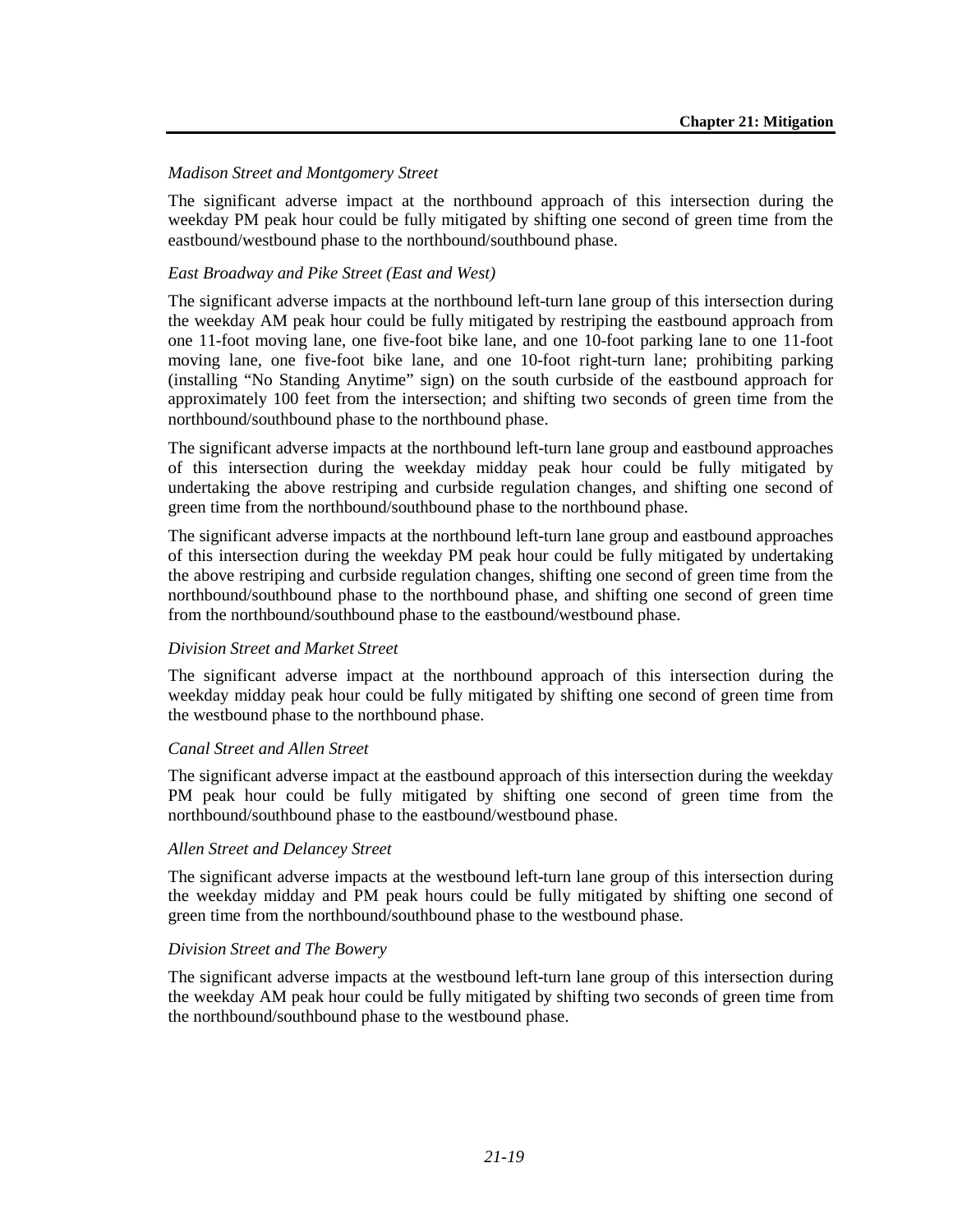*Madison Street and Montgomery Street*

The significant adverse impact at the northbound approach of this intersection during the weekday PM peak hour could be fully mitigated by shifting one second of green time from the eastbound/westbound phase to the northbound/southbound phase.

*East Broadway and Pike Street (East and West)*

The significant adverse impacts at the northbound left-turn lane group of this intersection during the weekday AM peak hour could be fully mitigated by restriping the eastbound approach from one 11-foot moving lane, one five-foot bike lane, and one 10-foot parking lane to one 11-foot moving lane, one five-foot bike lane, and one 10-foot right-turn lane; prohibiting parking (installing "No Standing Anytime" sign) on the south curbside of the eastbound approach for approximately 100 feet from the intersection; and shifting two seconds of green time from the northbound/southbound phase to the northbound phase.

The significant adverse impacts at the northbound left-turn lane group and eastbound approaches of this intersection during the weekday midday peak hour could be fully mitigated by undertaking the above restriping and curbside regulation changes, and shifting one second of green time from the northbound/southbound phase to the northbound phase.

The significant adverse impacts at the northbound left-turn lane group and eastbound approaches of this intersection during the weekday PM peak hour could be fully mitigated by undertaking the above restriping and curbside regulation changes, shifting one second of green time from the northbound/southbound phase to the northbound phase, and shifting one second of green time from the northbound/southbound phase to the eastbound/westbound phase.

*Division Street and Market Street*

The significant adverse impact at the northbound approach of this intersection during the weekday midday peak hour could be fully mitigated by shifting one second of green time from the westbound phase to the northbound phase.

*Canal Street and Allen Street*

The significant adverse impact at the eastbound approach of this intersection during the weekday PM peak hour could be fully mitigated by shifting one second of green time from the northbound/southbound phase to the eastbound/westbound phase.

*Allen Street and Delancey Street*

The significant adverse impacts at the westbound left-turn lane group of this intersection during the weekday midday and PM peak hours could be fully mitigated by shifting one second of green time from the northbound/southbound phase to the westbound phase.

*Division Street and The Bowery*

The significant adverse impacts at the westbound left-turn lane group of this intersection during the weekday AM peak hour could be fully mitigated by shifting two seconds of green time from the northbound/southbound phase to the westbound phase.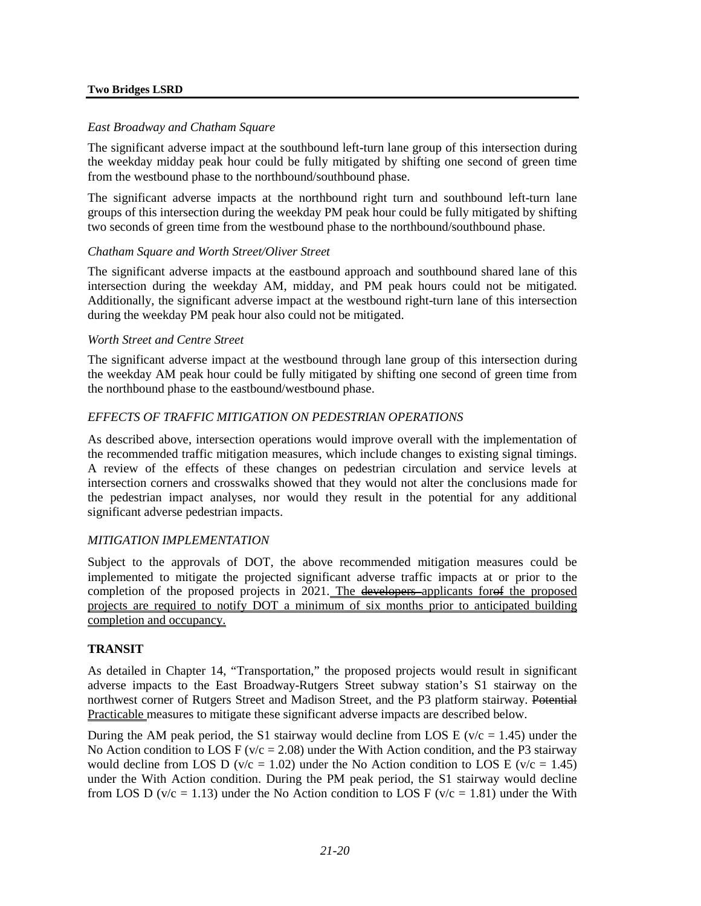*East Broadway and Chatham Square*

The significant adverse impact at the southbound left-turn lane group of this intersection during the weekday midday peak hour could be fully mitigated by shifting one second of green time from the westbound phase to the northbound/southbound phase.

The significant adverse impacts at the northbound right turn and southbound left-turn lane groups of this intersection during the weekday PM peak hour could be fully mitigated by shifting two seconds of green time from the westbound phase to the northbound/southbound phase.

*Chatham Square and Worth Street/Oliver Street*

The significant adverse impacts at the eastbound approach and southbound shared lane of this intersection during the weekday AM, midday, and PM peak hours could not be mitigated. Additionally, the significant adverse impact at the westbound right-turn lane of this intersection during the weekday PM peak hour also could not be mitigated.

*Worth Street and Centre Street*

The significant adverse impact at the westbound through lane group of this intersection during the weekday AM peak hour could be fully mitigated by shifting one second of green time from the northbound phase to the eastbound/westbound phase.

*EFFECTS OF TRAFFIC MITIGATION ON PEDESTRIAN OPERATIONS*

As described above, intersection operations would improve overall with the implementation of the recommended traffic mitigation measures, which include changes to existing signal timings. A review of the effects of these changes on pedestrian circulation and service levels at intersection corners and crosswalks showed that they would not alter the conclusions made for the pedestrian impact analyses, nor would they result in the potential for any additional significant adverse pedestrian impacts.

*MITIGATION IMPLEMENTATION*

Subject to the approvals of DOT, the above recommended mitigation measures could be implemented to mitigate the projected significant adverse traffic impacts at or prior to the completion of the proposed projects in 2021. The ~~developers~~ applicants for~~of~~ the proposed projects are required to notify DOT a minimum of six months prior to anticipated building completion and occupancy.

**TRANSIT**

As detailed in Chapter 14, "Transportation," the proposed projects would result in significant adverse impacts to the East Broadway-Rutgers Street subway station's S1 stairway on the northwest corner of Rutgers Street and Madison Street, and the P3 platform stairway. ~~Potential~~ Practicable measures to mitigate these significant adverse impacts are described below.

During the AM peak period, the S1 stairway would decline from LOS E (v/c = 1.45) under the No Action condition to LOS F (v/c = 2.08) under the With Action condition, and the P3 stairway would decline from LOS D (v/c = 1.02) under the No Action condition to LOS E (v/c = 1.45) under the With Action condition. During the PM peak period, the S1 stairway would decline from LOS D (v/c = 1.13) under the No Action condition to LOS F (v/c = 1.81) under the With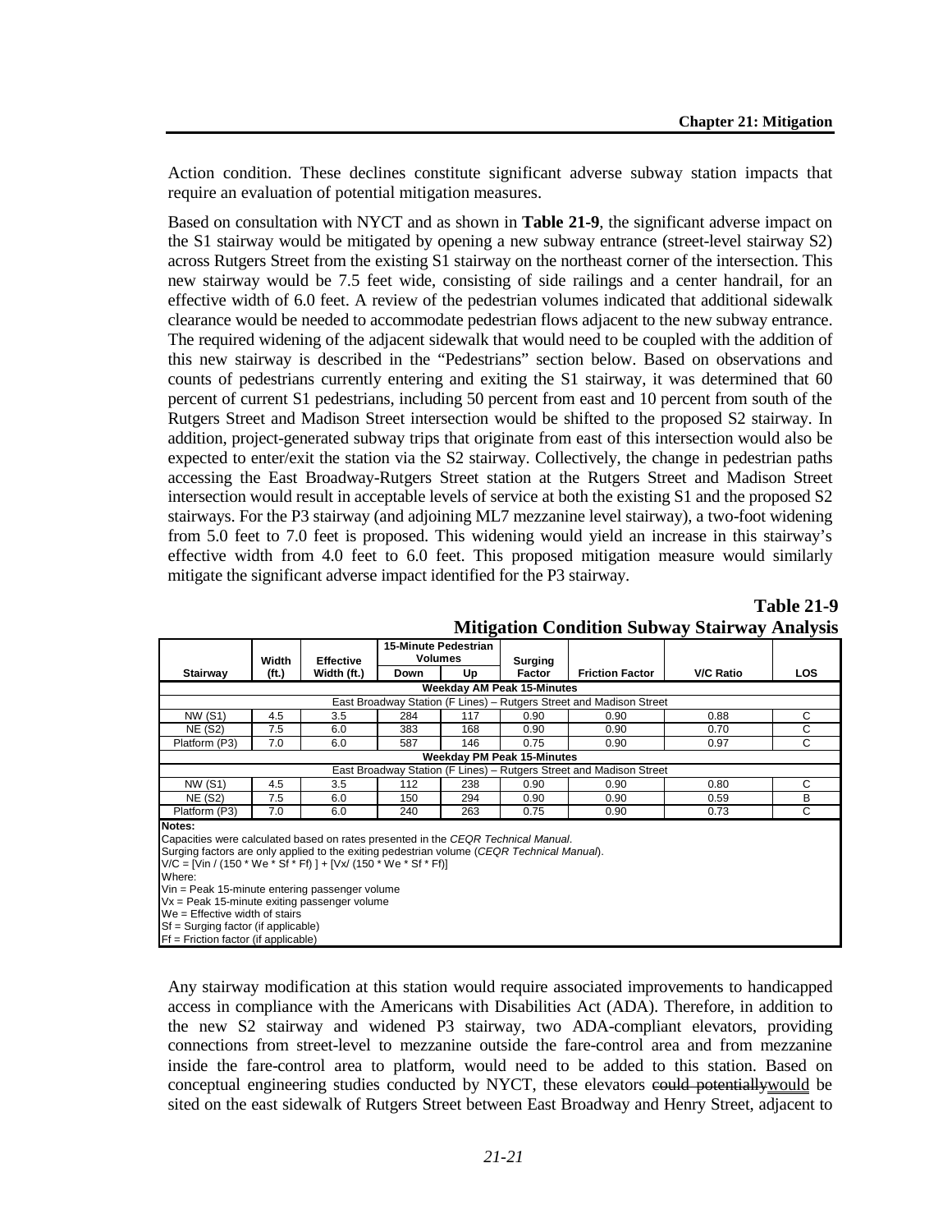Action condition. These declines constitute significant adverse subway station impacts that require an evaluation of potential mitigation measures.

Based on consultation with NYCT and as shown in **Table 21-9**, the significant adverse impact on the S1 stairway would be mitigated by opening a new subway entrance (street-level stairway S2) across Rutgers Street from the existing S1 stairway on the northeast corner of the intersection. This new stairway would be 7.5 feet wide, consisting of side railings and a center handrail, for an effective width of 6.0 feet. A review of the pedestrian volumes indicated that additional sidewalk clearance would be needed to accommodate pedestrian flows adjacent to the new subway entrance. The required widening of the adjacent sidewalk that would need to be coupled with the addition of this new stairway is described in the "Pedestrians" section below. Based on observations and counts of pedestrians currently entering and exiting the S1 stairway, it was determined that 60 percent of current S1 pedestrians, including 50 percent from east and 10 percent from south of the Rutgers Street and Madison Street intersection would be shifted to the proposed S2 stairway. In addition, project-generated subway trips that originate from east of this intersection would also be expected to enter/exit the station via the S2 stairway. Collectively, the change in pedestrian paths accessing the East Broadway-Rutgers Street station at the Rutgers Street and Madison Street intersection would result in acceptable levels of service at both the existing S1 and the proposed S2 stairways. For the P3 stairway (and adjoining ML7 mezzanine level stairway), a two-foot widening from 5.0 feet to 7.0 feet is proposed. This widening would yield an increase in this stairway's effective width from 4.0 feet to 6.0 feet. This proposed mitigation measure would similarly mitigate the significant adverse impact identified for the P3 stairway.

**Table 21-9**
**Mitigation Condition Subway Stairway Analysis**

| Stairway | Width (ft.) | Effective Width (ft.) | 15-Minute Pedestrian Volumes | | Surging Factor | Friction Factor | V/C Ratio | LOS |
|---|---|---|---|---|---|---|---|---|
| | | | Down | Up | | | | |
| **Weekday AM Peak 15-Minutes** | | | | | | | | |
| East Broadway Station (F Lines) – Rutgers Street and Madison Street | | | | | | | | |
| NW (S1) | 4.5 | 3.5 | 284 | 117 | 0.90 | 0.90 | 0.88 | C |
| NE (S2) | 7.5 | 6.0 | 383 | 168 | 0.90 | 0.90 | 0.70 | C |
| Platform (P3) | 7.0 | 6.0 | 587 | 146 | 0.75 | 0.90 | 0.97 | C |
| **Weekday PM Peak 15-Minutes** | | | | | | | | |
| East Broadway Station (F Lines) – Rutgers Street and Madison Street | | | | | | | | |
| NW (S1) | 4.5 | 3.5 | 112 | 238 | 0.90 | 0.90 | 0.80 | C |
| NE (S2) | 7.5 | 6.0 | 150 | 294 | 0.90 | 0.90 | 0.59 | B |
| Platform (P3) | 7.0 | 6.0 | 240 | 263 | 0.75 | 0.90 | 0.73 | C |

**Notes:**
Capacities were calculated based on rates presented in the *CEQR Technical Manual*.
Surging factors are only applied to the exiting pedestrian volume (*CEQR Technical Manual*).
V/C = [Vin / (150 * We * Sf * Ff) ] + [Vx/ (150 * We * Sf * Ff)]
Where:
Vin = Peak 15-minute entering passenger volume
Vx = Peak 15-minute exiting passenger volume
We = Effective width of stairs
Sf = Surging factor (if applicable)
Ff = Friction factor (if applicable)

Any stairway modification at this station would require associated improvements to handicapped access in compliance with the Americans with Disabilities Act (ADA). Therefore, in addition to the new S2 stairway and widened P3 stairway, two ADA-compliant elevators, providing connections from street-level to mezzanine outside the fare-control area and from mezzanine inside the fare-control area to platform, would need to be added to this station. Based on conceptual engineering studies conducted by NYCT, these elevators ~~could potentially~~would be sited on the east sidewalk of Rutgers Street between East Broadway and Henry Street, adjacent to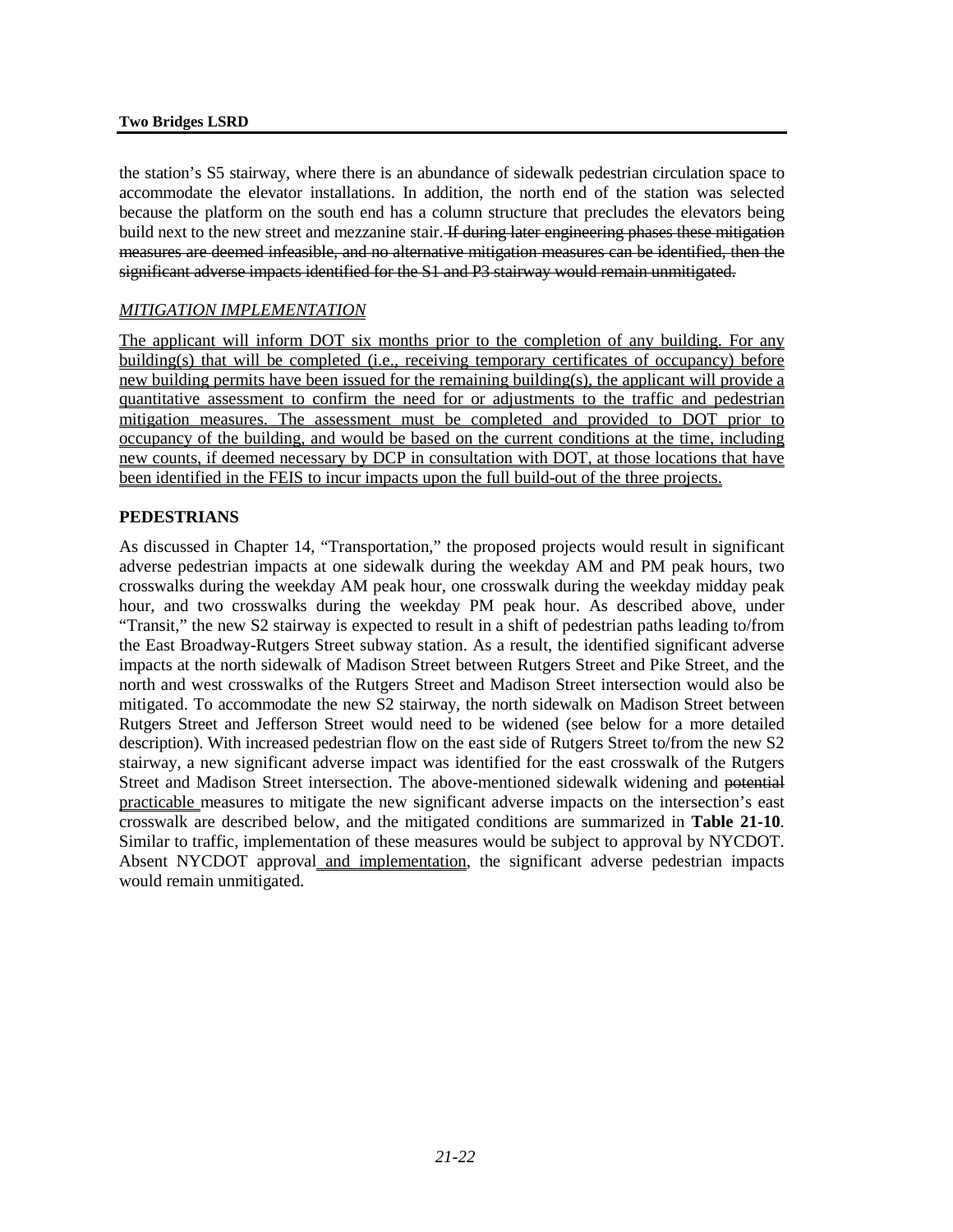the station's S5 stairway, where there is an abundance of sidewalk pedestrian circulation space to accommodate the elevator installations. In addition, the north end of the station was selected because the platform on the south end has a column structure that precludes the elevators being build next to the new street and mezzanine stair. ~~If during later engineering phases these mitigation measures are deemed infeasible, and no alternative mitigation measures can be identified, then the significant adverse impacts identified for the S1 and P3 stairway would remain unmitigated.~~

*MITIGATION IMPLEMENTATION*

The applicant will inform DOT six months prior to the completion of any building. For any building(s) that will be completed (i.e., receiving temporary certificates of occupancy) before new building permits have been issued for the remaining building(s), the applicant will provide a quantitative assessment to confirm the need for or adjustments to the traffic and pedestrian mitigation measures. The assessment must be completed and provided to DOT prior to occupancy of the building, and would be based on the current conditions at the time, including new counts, if deemed necessary by DCP in consultation with DOT, at those locations that have been identified in the FEIS to incur impacts upon the full build-out of the three projects.

## PEDESTRIANS

As discussed in Chapter 14, "Transportation," the proposed projects would result in significant adverse pedestrian impacts at one sidewalk during the weekday AM and PM peak hours, two crosswalks during the weekday AM peak hour, one crosswalk during the weekday midday peak hour, and two crosswalks during the weekday PM peak hour. As described above, under "Transit," the new S2 stairway is expected to result in a shift of pedestrian paths leading to/from the East Broadway-Rutgers Street subway station. As a result, the identified significant adverse impacts at the north sidewalk of Madison Street between Rutgers Street and Pike Street, and the north and west crosswalks of the Rutgers Street and Madison Street intersection would also be mitigated. To accommodate the new S2 stairway, the north sidewalk on Madison Street between Rutgers Street and Jefferson Street would need to be widened (see below for a more detailed description). With increased pedestrian flow on the east side of Rutgers Street to/from the new S2 stairway, a new significant adverse impact was identified for the east crosswalk of the Rutgers Street and Madison Street intersection. The above-mentioned sidewalk widening and ~~potential~~ practicable measures to mitigate the new significant adverse impacts on the intersection's east crosswalk are described below, and the mitigated conditions are summarized in **Table 21-10**. Similar to traffic, implementation of these measures would be subject to approval by NYCDOT. Absent NYCDOT approval and implementation, the significant adverse pedestrian impacts would remain unmitigated.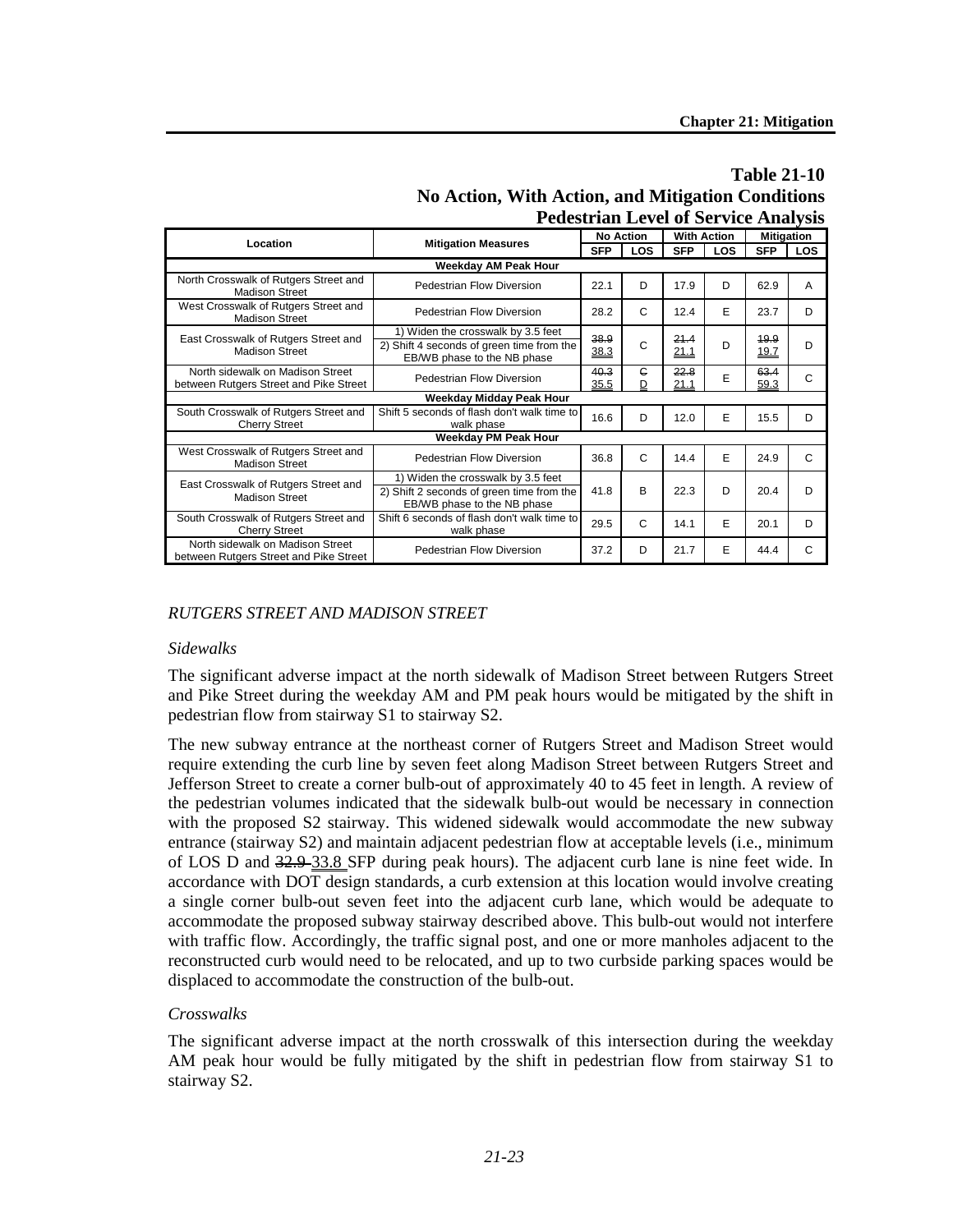**Table 21-10**
**No Action, With Action, and Mitigation Conditions**
**Pedestrian Level of Service Analysis**

| Location | Mitigation Measures | No Action | | With Action | | Mitigation | |
|---|---|---|---|---|---|---|---|
| | | SFP | LOS | SFP | LOS | SFP | LOS |
| **Weekday AM Peak Hour** | | | | | | | |
| North Crosswalk of Rutgers Street and Madison Street | Pedestrian Flow Diversion | 22.1 | D | 17.9 | D | 62.9 | A |
| West Crosswalk of Rutgers Street and Madison Street | Pedestrian Flow Diversion | 28.2 | C | 12.4 | E | 23.7 | D |
| East Crosswalk of Rutgers Street and Madison Street | 1) Widen the crosswalk by 3.5 feet 2) Shift 4 seconds of green time from the EB/WB phase to the NB phase | ~~38.9~~ 38.3 | C | ~~21.4~~ 21.1 | D | ~~19.9~~ 19.7 | D |
| North sidewalk on Madison Street between Rutgers Street and Pike Street | Pedestrian Flow Diversion | ~~40.3~~ 35.5 | ~~C~~ D | ~~22.8~~ 21.1 | E | ~~63.4~~ 59.3 | C |
| **Weekday Midday Peak Hour** | | | | | | | |
| South Crosswalk of Rutgers Street and Cherry Street | Shift 5 seconds of flash don't walk time to walk phase | 16.6 | D | 12.0 | E | 15.5 | D |
| **Weekday PM Peak Hour** | | | | | | | |
| West Crosswalk of Rutgers Street and Madison Street | Pedestrian Flow Diversion | 36.8 | C | 14.4 | E | 24.9 | C |
| East Crosswalk of Rutgers Street and Madison Street | 1) Widen the crosswalk by 3.5 feet 2) Shift 2 seconds of green time from the EB/WB phase to the NB phase | 41.8 | B | 22.3 | D | 20.4 | D |
| South Crosswalk of Rutgers Street and Cherry Street | Shift 6 seconds of flash don't walk time to walk phase | 29.5 | C | 14.1 | E | 20.1 | D |
| North sidewalk on Madison Street between Rutgers Street and Pike Street | Pedestrian Flow Diversion | 37.2 | D | 21.7 | E | 44.4 | C |

*RUTGERS STREET AND MADISON STREET*

*Sidewalks*

The significant adverse impact at the north sidewalk of Madison Street between Rutgers Street and Pike Street during the weekday AM and PM peak hours would be mitigated by the shift in pedestrian flow from stairway S1 to stairway S2.

The new subway entrance at the northeast corner of Rutgers Street and Madison Street would require extending the curb line by seven feet along Madison Street between Rutgers Street and Jefferson Street to create a corner bulb-out of approximately 40 to 45 feet in length. A review of the pedestrian volumes indicated that the sidewalk bulb-out would be necessary in connection with the proposed S2 stairway. This widened sidewalk would accommodate the new subway entrance (stairway S2) and maintain adjacent pedestrian flow at acceptable levels (i.e., minimum of LOS D and ~~32.9~~ 33.8 SFP during peak hours). The adjacent curb lane is nine feet wide. In accordance with DOT design standards, a curb extension at this location would involve creating a single corner bulb-out seven feet into the adjacent curb lane, which would be adequate to accommodate the proposed subway stairway described above. This bulb-out would not interfere with traffic flow. Accordingly, the traffic signal post, and one or more manholes adjacent to the reconstructed curb would need to be relocated, and up to two curbside parking spaces would be displaced to accommodate the construction of the bulb-out.

*Crosswalks*

The significant adverse impact at the north crosswalk of this intersection during the weekday AM peak hour would be fully mitigated by the shift in pedestrian flow from stairway S1 to stairway S2.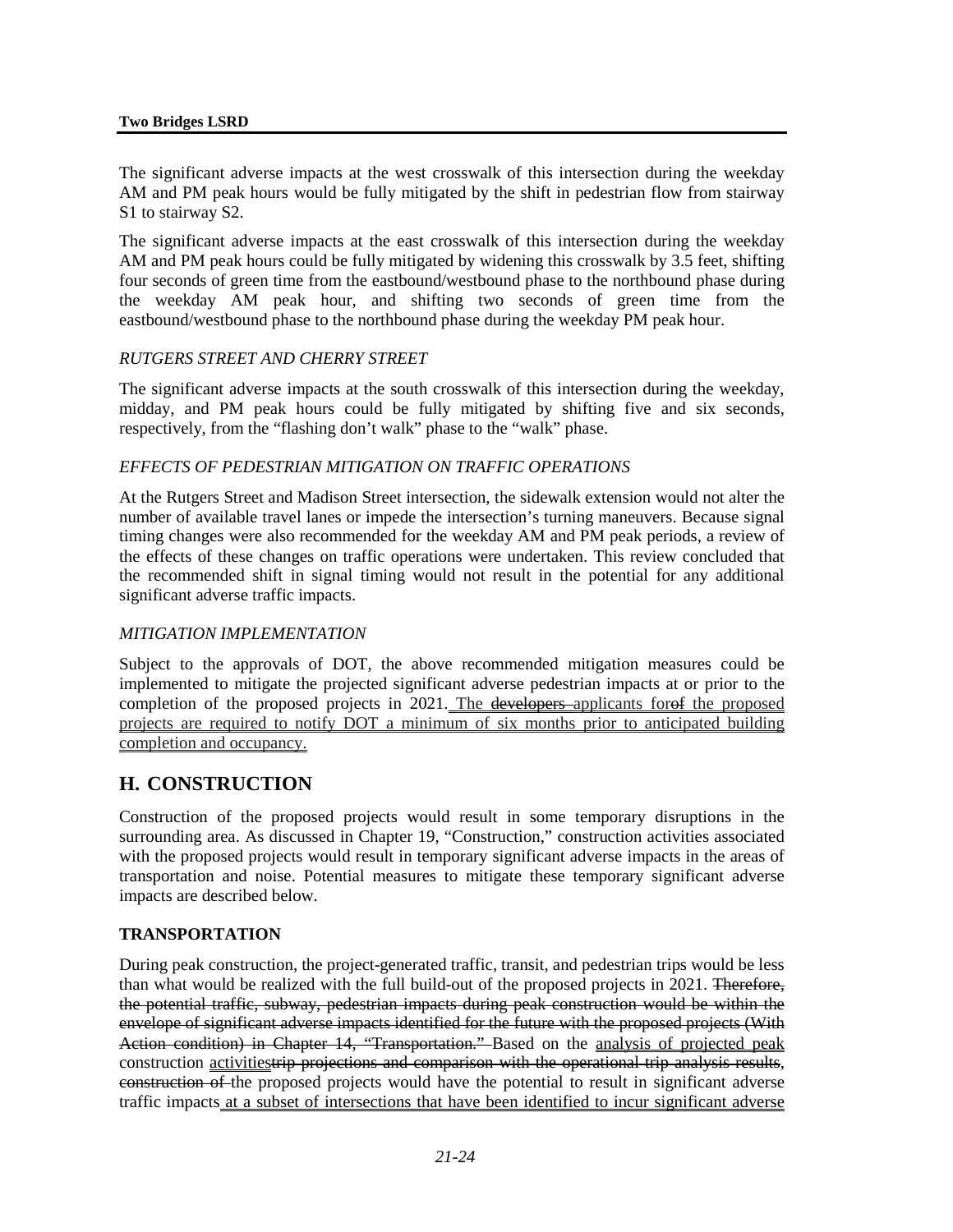The significant adverse impacts at the west crosswalk of this intersection during the weekday AM and PM peak hours would be fully mitigated by the shift in pedestrian flow from stairway S1 to stairway S2.

The significant adverse impacts at the east crosswalk of this intersection during the weekday AM and PM peak hours could be fully mitigated by widening this crosswalk by 3.5 feet, shifting four seconds of green time from the eastbound/westbound phase to the northbound phase during the weekday AM peak hour, and shifting two seconds of green time from the eastbound/westbound phase to the northbound phase during the weekday PM peak hour.

*RUTGERS STREET AND CHERRY STREET*

The significant adverse impacts at the south crosswalk of this intersection during the weekday, midday, and PM peak hours could be fully mitigated by shifting five and six seconds, respectively, from the "flashing don't walk" phase to the "walk" phase.

*EFFECTS OF PEDESTRIAN MITIGATION ON TRAFFIC OPERATIONS*

At the Rutgers Street and Madison Street intersection, the sidewalk extension would not alter the number of available travel lanes or impede the intersection's turning maneuvers. Because signal timing changes were also recommended for the weekday AM and PM peak periods, a review of the effects of these changes on traffic operations were undertaken. This review concluded that the recommended shift in signal timing would not result in the potential for any additional significant adverse traffic impacts.

*MITIGATION IMPLEMENTATION*

Subject to the approvals of DOT, the above recommended mitigation measures could be implemented to mitigate the projected significant adverse pedestrian impacts at or prior to the completion of the proposed projects in 2021. The ~~developers~~ applicants for~~of~~ the proposed projects are required to notify DOT a minimum of six months prior to anticipated building completion and occupancy.

## H. CONSTRUCTION

Construction of the proposed projects would result in some temporary disruptions in the surrounding area. As discussed in Chapter 19, "Construction," construction activities associated with the proposed projects would result in temporary significant adverse impacts in the areas of transportation and noise. Potential measures to mitigate these temporary significant adverse impacts are described below.

### TRANSPORTATION

During peak construction, the project-generated traffic, transit, and pedestrian trips would be less than what would be realized with the full build-out of the proposed projects in 2021. ~~Therefore, the potential traffic, subway, pedestrian impacts during peak construction would be within the envelope of significant adverse impacts identified for the future with the proposed projects (With Action condition) in Chapter 14, "Transportation."~~ Based on the analysis of projected peak construction activities~~trip projections and comparison with the operational trip analysis results~~, ~~construction of~~ the proposed projects would have the potential to result in significant adverse traffic impacts at a subset of intersections that have been identified to incur significant adverse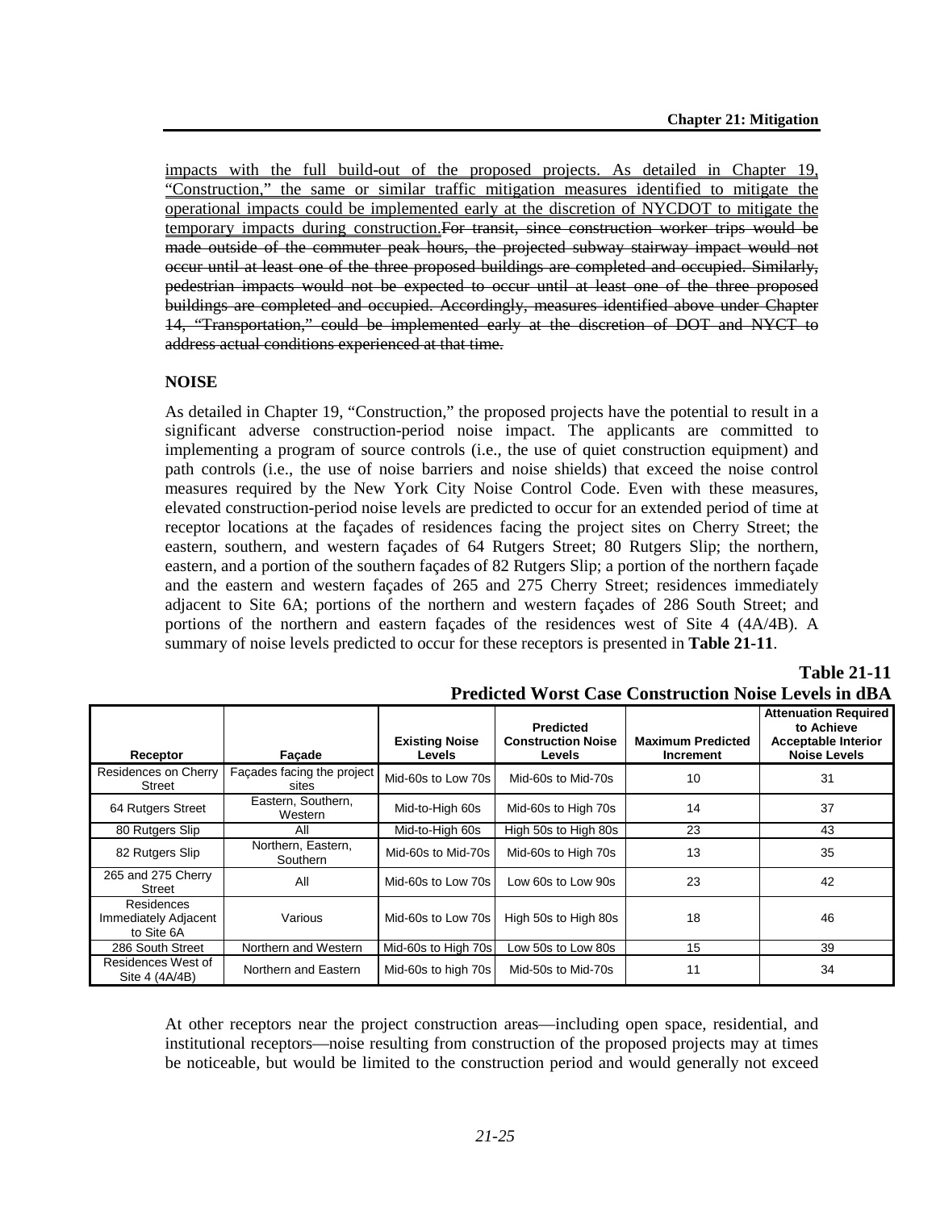impacts with the full build-out of the proposed projects. As detailed in Chapter 19, "Construction," the same or similar traffic mitigation measures identified to mitigate the operational impacts could be implemented early at the discretion of NYCDOT to mitigate the temporary impacts during construction.~~For transit, since construction worker trips would be made outside of the commuter peak hours, the projected subway stairway impact would not occur until at least one of the three proposed buildings are completed and occupied. Similarly, pedestrian impacts would not be expected to occur until at least one of the three proposed buildings are completed and occupied. Accordingly, measures identified above under Chapter 14, "Transportation," could be implemented early at the discretion of DOT and NYCT to address actual conditions experienced at that time.~~

## NOISE

As detailed in Chapter 19, "Construction," the proposed projects have the potential to result in a significant adverse construction-period noise impact. The applicants are committed to implementing a program of source controls (i.e., the use of quiet construction equipment) and path controls (i.e., the use of noise barriers and noise shields) that exceed the noise control measures required by the New York City Noise Control Code. Even with these measures, elevated construction-period noise levels are predicted to occur for an extended period of time at receptor locations at the façades of residences facing the project sites on Cherry Street; the eastern, southern, and western façades of 64 Rutgers Street; 80 Rutgers Slip; the northern, eastern, and a portion of the southern façades of 82 Rutgers Slip; a portion of the northern façade and the eastern and western façades of 265 and 275 Cherry Street; residences immediately adjacent to Site 6A; portions of the northern and western façades of 286 South Street; and portions of the northern and eastern façades of the residences west of Site 4 (4A/4B). A summary of noise levels predicted to occur for these receptors is presented in **Table 21-11**.

**Table 21-11**
**Predicted Worst Case Construction Noise Levels in dBA**

| Receptor | Façade | Existing Noise Levels | Predicted Construction Noise Levels | Maximum Predicted Increment | Attenuation Required to Achieve Acceptable Interior Noise Levels |
|---|---|---|---|---|---|
| Residences on Cherry Street | Façades facing the project sites | Mid-60s to Low 70s | Mid-60s to Mid-70s | 10 | 31 |
| 64 Rutgers Street | Eastern, Southern, Western | Mid-to-High 60s | Mid-60s to High 70s | 14 | 37 |
| 80 Rutgers Slip | All | Mid-to-High 60s | High 50s to High 80s | 23 | 43 |
| 82 Rutgers Slip | Northern, Eastern, Southern | Mid-60s to Mid-70s | Mid-60s to High 70s | 13 | 35 |
| 265 and 275 Cherry Street | All | Mid-60s to Low 70s | Low 60s to Low 90s | 23 | 42 |
| Residences Immediately Adjacent to Site 6A | Various | Mid-60s to Low 70s | High 50s to High 80s | 18 | 46 |
| 286 South Street | Northern and Western | Mid-60s to High 70s | Low 50s to Low 80s | 15 | 39 |
| Residences West of Site 4 (4A/4B) | Northern and Eastern | Mid-60s to high 70s | Mid-50s to Mid-70s | 11 | 34 |

At other receptors near the project construction areas—including open space, residential, and institutional receptors—noise resulting from construction of the proposed projects may at times be noticeable, but would be limited to the construction period and would generally not exceed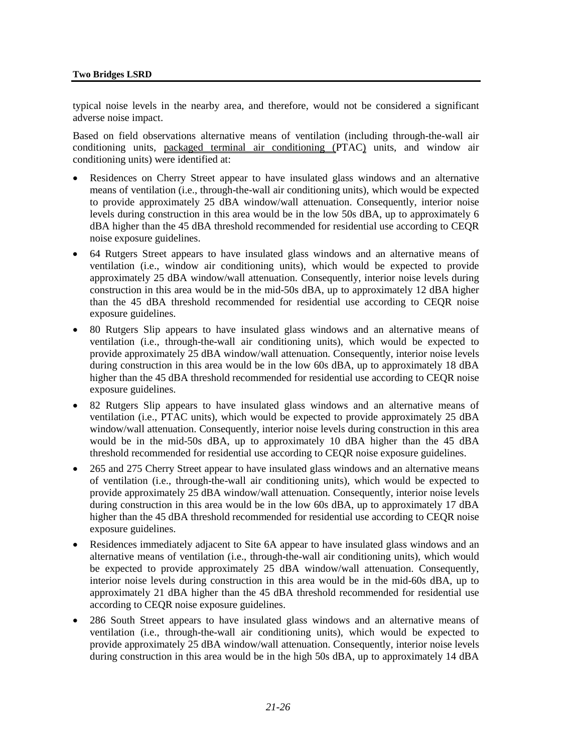typical noise levels in the nearby area, and therefore, would not be considered a significant adverse noise impact.

Based on field observations alternative means of ventilation (including through-the-wall air conditioning units, packaged terminal air conditioning (PTAC) units, and window air conditioning units) were identified at:

- Residences on Cherry Street appear to have insulated glass windows and an alternative means of ventilation (i.e., through-the-wall air conditioning units), which would be expected to provide approximately 25 dBA window/wall attenuation. Consequently, interior noise levels during construction in this area would be in the low 50s dBA, up to approximately 6 dBA higher than the 45 dBA threshold recommended for residential use according to CEQR noise exposure guidelines.
- 64 Rutgers Street appears to have insulated glass windows and an alternative means of ventilation (i.e., window air conditioning units), which would be expected to provide approximately 25 dBA window/wall attenuation. Consequently, interior noise levels during construction in this area would be in the mid-50s dBA, up to approximately 12 dBA higher than the 45 dBA threshold recommended for residential use according to CEQR noise exposure guidelines.
- 80 Rutgers Slip appears to have insulated glass windows and an alternative means of ventilation (i.e., through-the-wall air conditioning units), which would be expected to provide approximately 25 dBA window/wall attenuation. Consequently, interior noise levels during construction in this area would be in the low 60s dBA, up to approximately 18 dBA higher than the 45 dBA threshold recommended for residential use according to CEQR noise exposure guidelines.
- 82 Rutgers Slip appears to have insulated glass windows and an alternative means of ventilation (i.e., PTAC units), which would be expected to provide approximately 25 dBA window/wall attenuation. Consequently, interior noise levels during construction in this area would be in the mid-50s dBA, up to approximately 10 dBA higher than the 45 dBA threshold recommended for residential use according to CEQR noise exposure guidelines.
- 265 and 275 Cherry Street appear to have insulated glass windows and an alternative means of ventilation (i.e., through-the-wall air conditioning units), which would be expected to provide approximately 25 dBA window/wall attenuation. Consequently, interior noise levels during construction in this area would be in the low 60s dBA, up to approximately 17 dBA higher than the 45 dBA threshold recommended for residential use according to CEQR noise exposure guidelines.
- Residences immediately adjacent to Site 6A appear to have insulated glass windows and an alternative means of ventilation (i.e., through-the-wall air conditioning units), which would be expected to provide approximately 25 dBA window/wall attenuation. Consequently, interior noise levels during construction in this area would be in the mid-60s dBA, up to approximately 21 dBA higher than the 45 dBA threshold recommended for residential use according to CEQR noise exposure guidelines.
- 286 South Street appears to have insulated glass windows and an alternative means of ventilation (i.e., through-the-wall air conditioning units), which would be expected to provide approximately 25 dBA window/wall attenuation. Consequently, interior noise levels during construction in this area would be in the high 50s dBA, up to approximately 14 dBA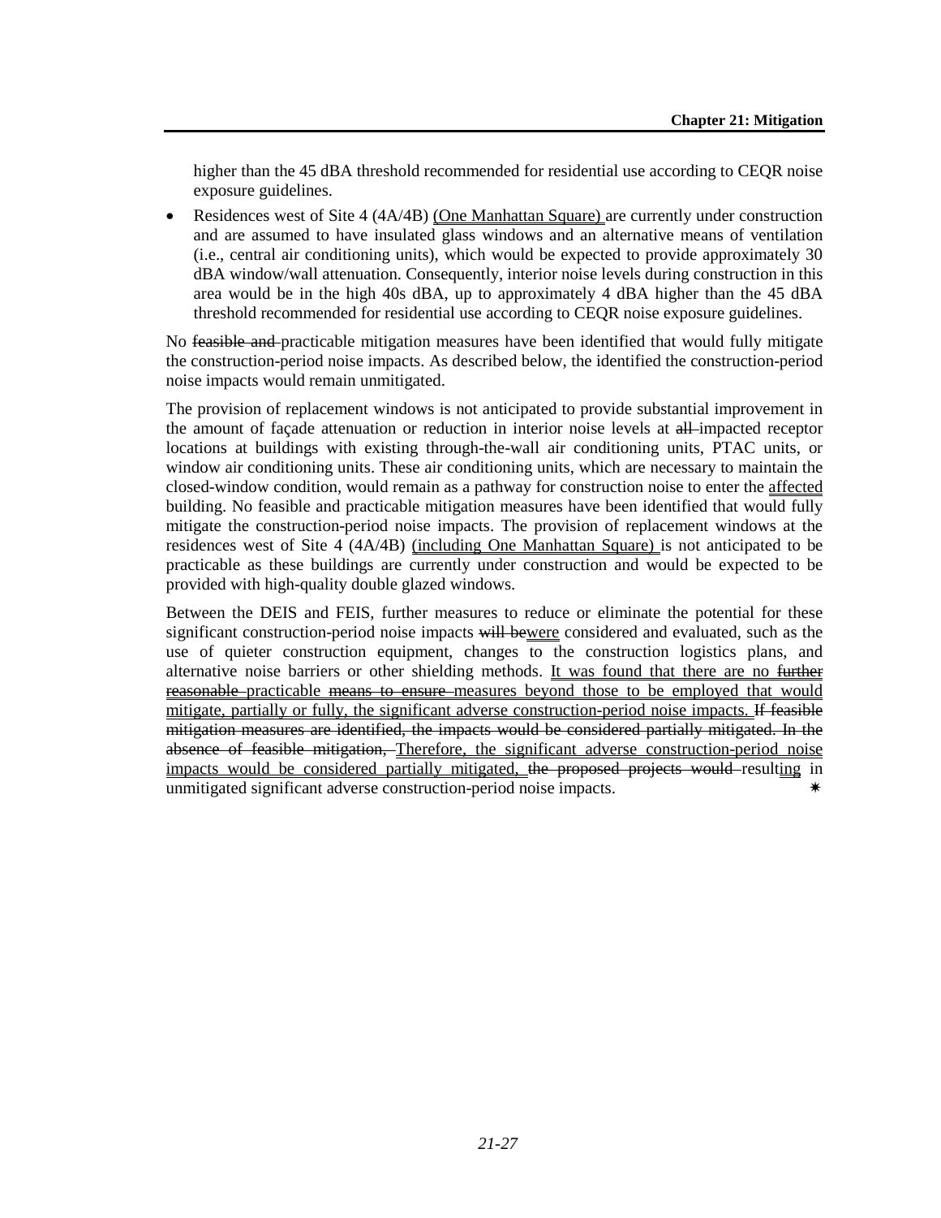higher than the 45 dBA threshold recommended for residential use according to CEQR noise exposure guidelines.

- Residences west of Site 4 (4A/4B) <u>(One Manhattan Square)</u> are currently under construction and are assumed to have insulated glass windows and an alternative means of ventilation (i.e., central air conditioning units), which would be expected to provide approximately 30 dBA window/wall attenuation. Consequently, interior noise levels during construction in this area would be in the high 40s dBA, up to approximately 4 dBA higher than the 45 dBA threshold recommended for residential use according to CEQR noise exposure guidelines.

No ~~feasible and~~ practicable mitigation measures have been identified that would fully mitigate the construction-period noise impacts. As described below, the identified the construction-period noise impacts would remain unmitigated.

The provision of replacement windows is not anticipated to provide substantial improvement in the amount of façade attenuation or reduction in interior noise levels at ~~all~~ impacted receptor locations at buildings with existing through-the-wall air conditioning units, PTAC units, or window air conditioning units. These air conditioning units, which are necessary to maintain the closed-window condition, would remain as a pathway for construction noise to enter the <u>affected</u> building. No feasible and practicable mitigation measures have been identified that would fully mitigate the construction-period noise impacts. The provision of replacement windows at the residences west of Site 4 (4A/4B) <u>(including One Manhattan Square)</u> is not anticipated to be practicable as these buildings are currently under construction and would be expected to be provided with high-quality double glazed windows.

Between the DEIS and FEIS, further measures to reduce or eliminate the potential for these significant construction-period noise impacts ~~will be~~<u>were</u> considered and evaluated, such as the use of quieter construction equipment, changes to the construction logistics plans, and alternative noise barriers or other shielding methods. <u>It was found that there are no</u> ~~further reasonable~~ <u>practicable</u> ~~means to ensure~~ <u>measures beyond those to be employed that would mitigate, partially or fully, the significant adverse construction-period noise impacts.</u> ~~If feasible mitigation measures are identified, the impacts would be considered partially mitigated. In the absence of feasible mitigation,~~ <u>Therefore, the significant adverse construction-period noise impacts would be considered partially mitigated,</u> ~~the proposed projects would~~ result<u>ing</u> in unmitigated significant adverse construction-period noise impacts. *